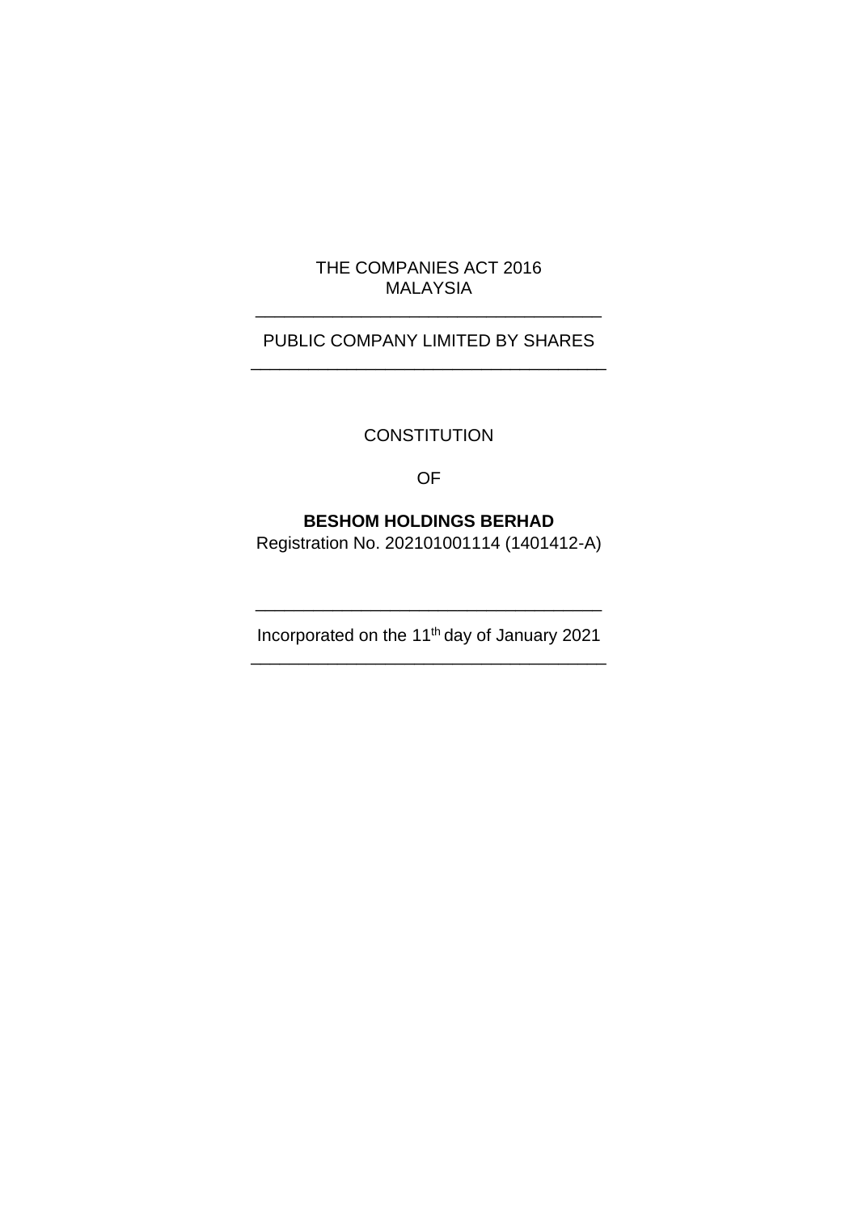THE COMPANIES ACT 2016
MALAYSIA

---

PUBLIC COMPANY LIMITED BY SHARES

---

CONSTITUTION

OF

**BESHOM HOLDINGS BERHAD**
Registration No. 202101001114 (1401412-A)

---

Incorporated on the 11th day of January 2021

---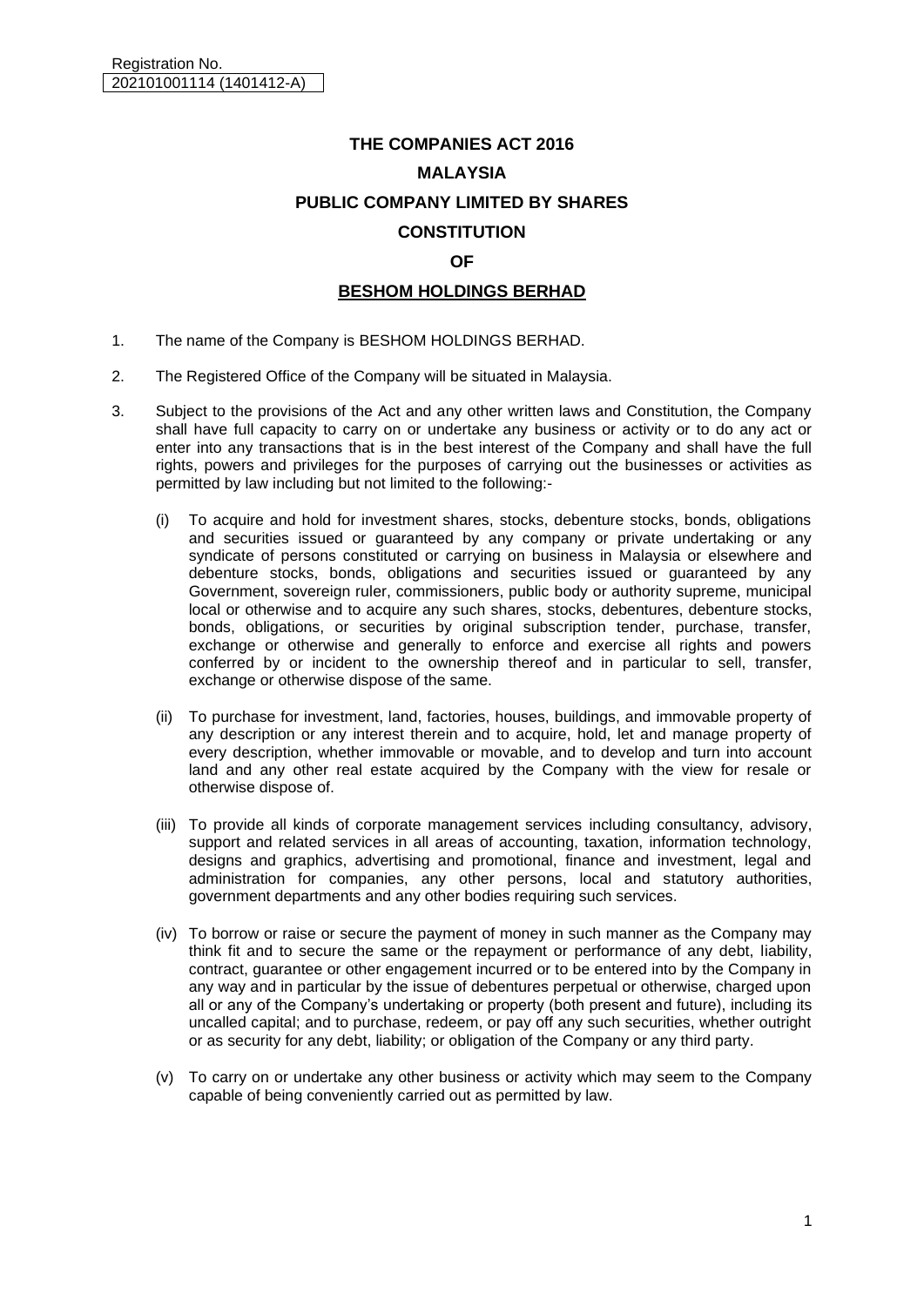Registration No.
202101001114 (1401412-A)

# THE COMPANIES ACT 2016

## MALAYSIA

## PUBLIC COMPANY LIMITED BY SHARES

## CONSTITUTION

## OF

## BESHOM HOLDINGS BERHAD

1. The name of the Company is BESHOM HOLDINGS BERHAD.

2. The Registered Office of the Company will be situated in Malaysia.

3. Subject to the provisions of the Act and any other written laws and Constitution, the Company shall have full capacity to carry on or undertake any business or activity or to do any act or enter into any transactions that is in the best interest of the Company and shall have the full rights, powers and privileges for the purposes of carrying out the businesses or activities as permitted by law including but not limited to the following:-

   (i) To acquire and hold for investment shares, stocks, debenture stocks, bonds, obligations and securities issued or guaranteed by any company or private undertaking or any syndicate of persons constituted or carrying on business in Malaysia or elsewhere and debenture stocks, bonds, obligations and securities issued or guaranteed by any Government, sovereign ruler, commissioners, public body or authority supreme, municipal local or otherwise and to acquire any such shares, stocks, debentures, debenture stocks, bonds, obligations, or securities by original subscription tender, purchase, transfer, exchange or otherwise and generally to enforce and exercise all rights and powers conferred by or incident to the ownership thereof and in particular to sell, transfer, exchange or otherwise dispose of the same.

   (ii) To purchase for investment, land, factories, houses, buildings, and immovable property of any description or any interest therein and to acquire, hold, let and manage property of every description, whether immovable or movable, and to develop and turn into account land and any other real estate acquired by the Company with the view for resale or otherwise dispose of.

   (iii) To provide all kinds of corporate management services including consultancy, advisory, support and related services in all areas of accounting, taxation, information technology, designs and graphics, advertising and promotional, finance and investment, legal and administration for companies, any other persons, local and statutory authorities, government departments and any other bodies requiring such services.

   (iv) To borrow or raise or secure the payment of money in such manner as the Company may think fit and to secure the same or the repayment or performance of any debt, liability, contract, guarantee or other engagement incurred or to be entered into by the Company in any way and in particular by the issue of debentures perpetual or otherwise, charged upon all or any of the Company's undertaking or property (both present and future), including its uncalled capital; and to purchase, redeem, or pay off any such securities, whether outright or as security for any debt, liability; or obligation of the Company or any third party.

   (v) To carry on or undertake any other business or activity which may seem to the Company capable of being conveniently carried out as permitted by law.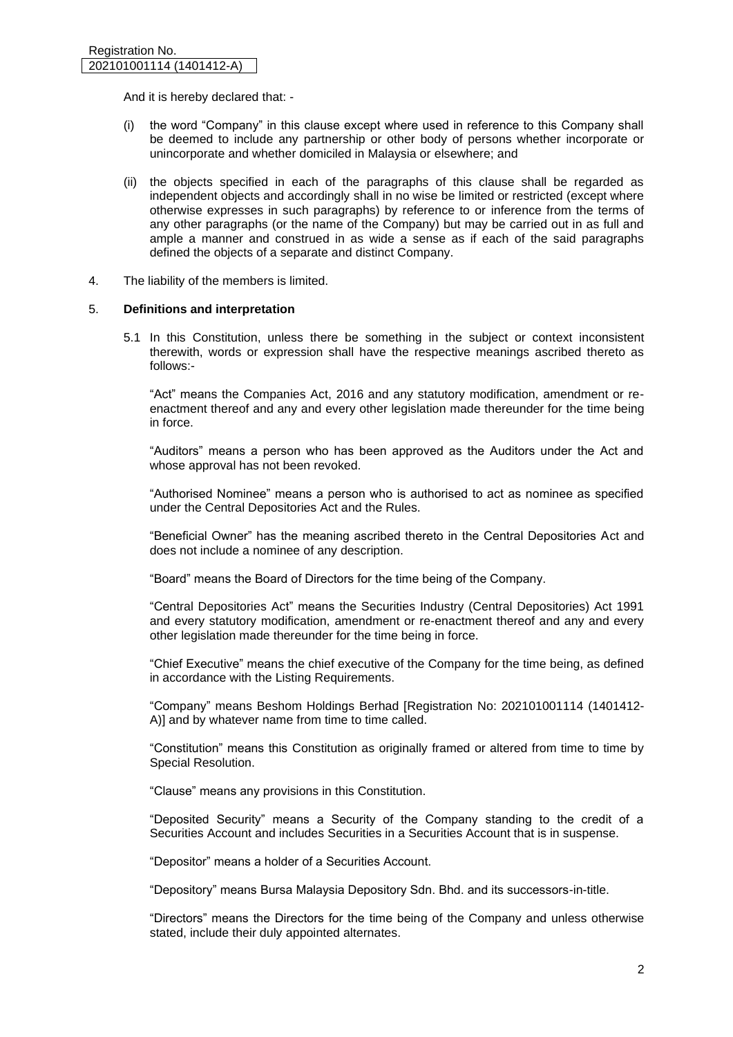And it is hereby declared that: -

(i) the word "Company" in this clause except where used in reference to this Company shall be deemed to include any partnership or other body of persons whether incorporate or unincorporate and whether domiciled in Malaysia or elsewhere; and

(ii) the objects specified in each of the paragraphs of this clause shall be regarded as independent objects and accordingly shall in no wise be limited or restricted (except where otherwise expresses in such paragraphs) by reference to or inference from the terms of any other paragraphs (or the name of the Company) but may be carried out in as full and ample a manner and construed in as wide a sense as if each of the said paragraphs defined the objects of a separate and distinct Company.

4. The liability of the members is limited.

5. **Definitions and interpretation**

5.1 In this Constitution, unless there be something in the subject or context inconsistent therewith, words or expression shall have the respective meanings ascribed thereto as follows:-

"Act" means the Companies Act, 2016 and any statutory modification, amendment or re-enactment thereof and any and every other legislation made thereunder for the time being in force.

"Auditors" means a person who has been approved as the Auditors under the Act and whose approval has not been revoked.

"Authorised Nominee" means a person who is authorised to act as nominee as specified under the Central Depositories Act and the Rules.

"Beneficial Owner" has the meaning ascribed thereto in the Central Depositories Act and does not include a nominee of any description.

"Board" means the Board of Directors for the time being of the Company.

"Central Depositories Act" means the Securities Industry (Central Depositories) Act 1991 and every statutory modification, amendment or re-enactment thereof and any and every other legislation made thereunder for the time being in force.

"Chief Executive" means the chief executive of the Company for the time being, as defined in accordance with the Listing Requirements.

"Company" means Beshom Holdings Berhad [Registration No: 202101001114 (1401412-A)] and by whatever name from time to time called.

"Constitution" means this Constitution as originally framed or altered from time to time by Special Resolution.

"Clause" means any provisions in this Constitution.

"Deposited Security" means a Security of the Company standing to the credit of a Securities Account and includes Securities in a Securities Account that is in suspense.

"Depositor" means a holder of a Securities Account.

"Depository" means Bursa Malaysia Depository Sdn. Bhd. and its successors-in-title.

"Directors" means the Directors for the time being of the Company and unless otherwise stated, include their duly appointed alternates.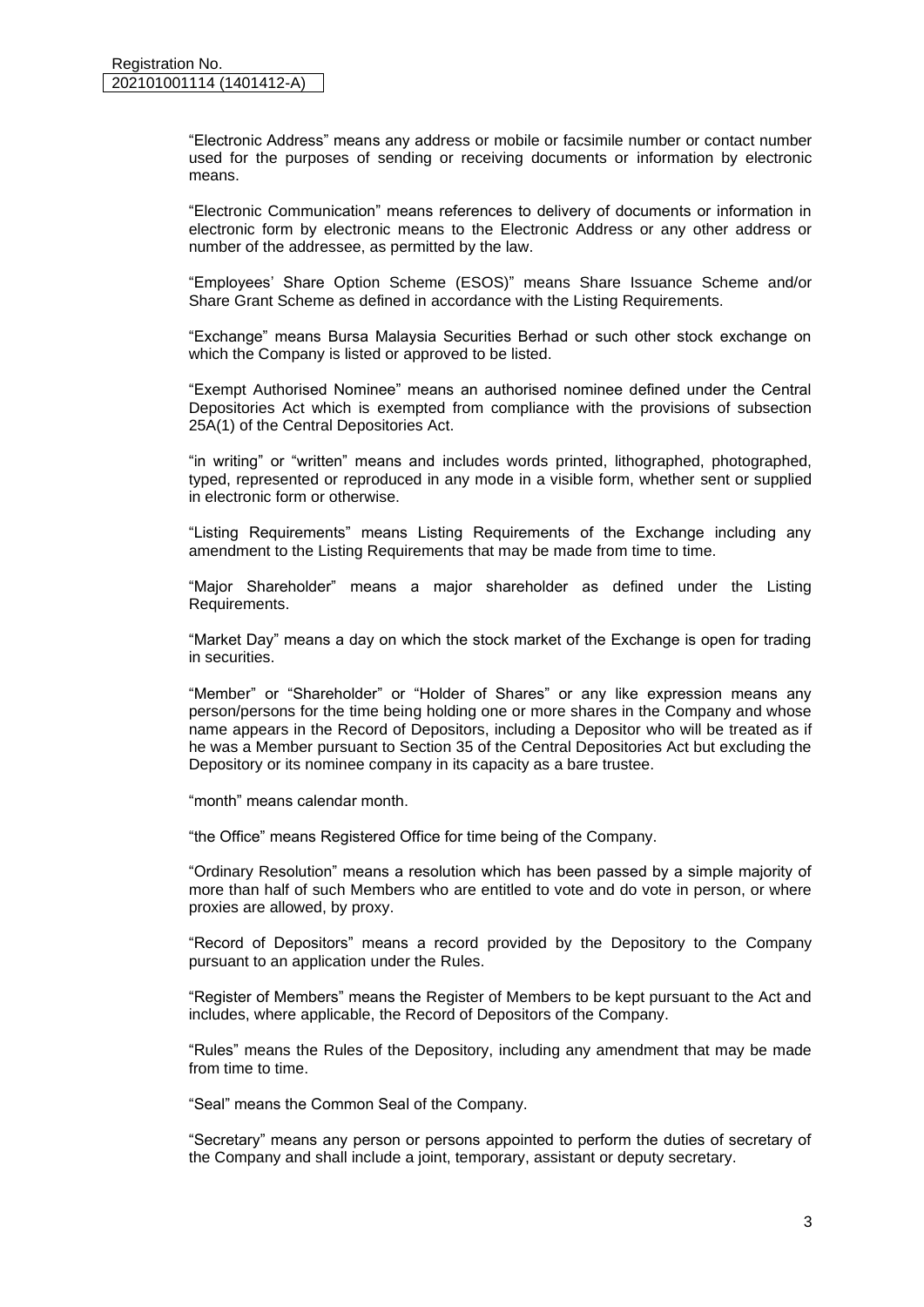"Electronic Address" means any address or mobile or facsimile number or contact number used for the purposes of sending or receiving documents or information by electronic means.

"Electronic Communication" means references to delivery of documents or information in electronic form by electronic means to the Electronic Address or any other address or number of the addressee, as permitted by the law.

"Employees' Share Option Scheme (ESOS)" means Share Issuance Scheme and/or Share Grant Scheme as defined in accordance with the Listing Requirements.

"Exchange" means Bursa Malaysia Securities Berhad or such other stock exchange on which the Company is listed or approved to be listed.

"Exempt Authorised Nominee" means an authorised nominee defined under the Central Depositories Act which is exempted from compliance with the provisions of subsection 25A(1) of the Central Depositories Act.

"in writing" or "written" means and includes words printed, lithographed, photographed, typed, represented or reproduced in any mode in a visible form, whether sent or supplied in electronic form or otherwise.

"Listing Requirements" means Listing Requirements of the Exchange including any amendment to the Listing Requirements that may be made from time to time.

"Major Shareholder" means a major shareholder as defined under the Listing Requirements.

"Market Day" means a day on which the stock market of the Exchange is open for trading in securities.

"Member" or "Shareholder" or "Holder of Shares" or any like expression means any person/persons for the time being holding one or more shares in the Company and whose name appears in the Record of Depositors, including a Depositor who will be treated as if he was a Member pursuant to Section 35 of the Central Depositories Act but excluding the Depository or its nominee company in its capacity as a bare trustee.

"month" means calendar month.

"the Office" means Registered Office for time being of the Company.

"Ordinary Resolution" means a resolution which has been passed by a simple majority of more than half of such Members who are entitled to vote and do vote in person, or where proxies are allowed, by proxy.

"Record of Depositors" means a record provided by the Depository to the Company pursuant to an application under the Rules.

"Register of Members" means the Register of Members to be kept pursuant to the Act and includes, where applicable, the Record of Depositors of the Company.

"Rules" means the Rules of the Depository, including any amendment that may be made from time to time.

"Seal" means the Common Seal of the Company.

"Secretary" means any person or persons appointed to perform the duties of secretary of the Company and shall include a joint, temporary, assistant or deputy secretary.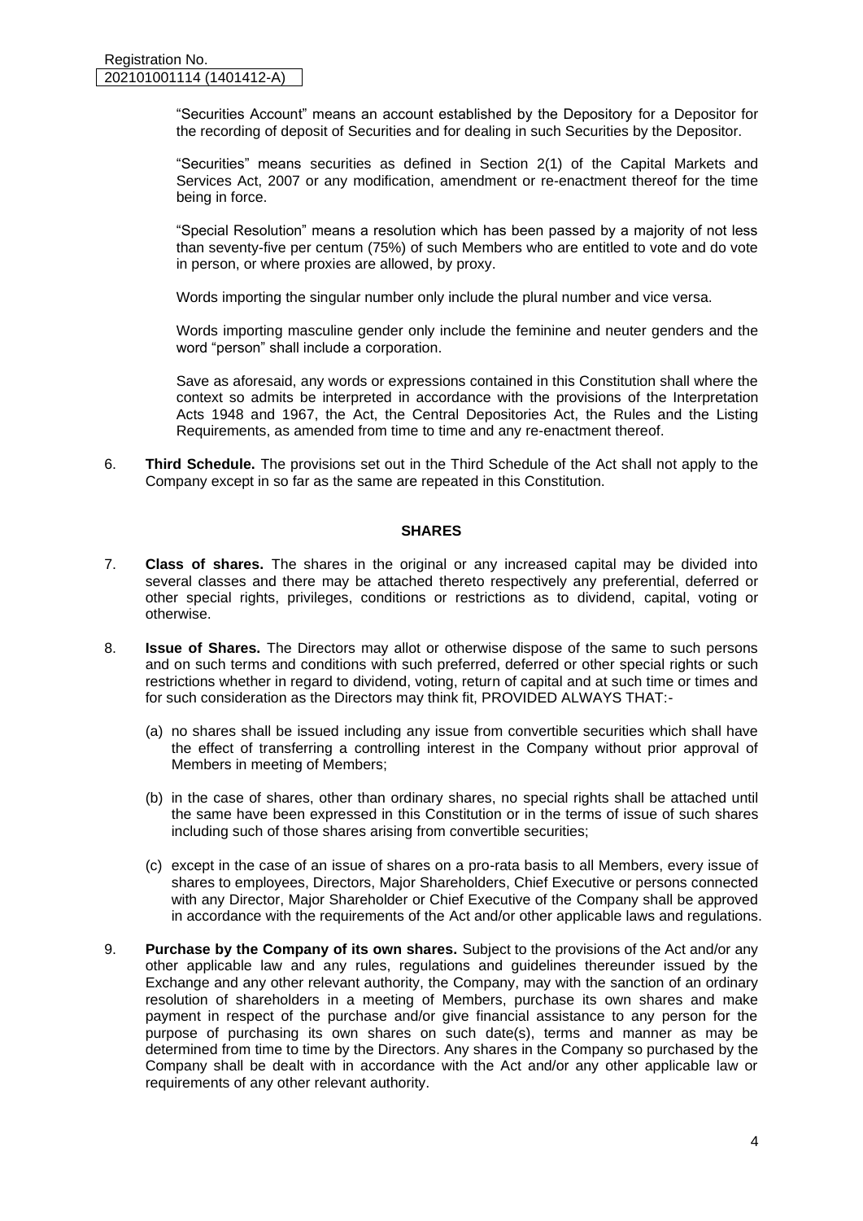"Securities Account" means an account established by the Depository for a Depositor for the recording of deposit of Securities and for dealing in such Securities by the Depositor.

"Securities" means securities as defined in Section 2(1) of the Capital Markets and Services Act, 2007 or any modification, amendment or re-enactment thereof for the time being in force.

"Special Resolution" means a resolution which has been passed by a majority of not less than seventy-five per centum (75%) of such Members who are entitled to vote and do vote in person, or where proxies are allowed, by proxy.

Words importing the singular number only include the plural number and vice versa.

Words importing masculine gender only include the feminine and neuter genders and the word "person" shall include a corporation.

Save as aforesaid, any words or expressions contained in this Constitution shall where the context so admits be interpreted in accordance with the provisions of the Interpretation Acts 1948 and 1967, the Act, the Central Depositories Act, the Rules and the Listing Requirements, as amended from time to time and any re-enactment thereof.

6. **Third Schedule.** The provisions set out in the Third Schedule of the Act shall not apply to the Company except in so far as the same are repeated in this Constitution.

## SHARES

7. **Class of shares.** The shares in the original or any increased capital may be divided into several classes and there may be attached thereto respectively any preferential, deferred or other special rights, privileges, conditions or restrictions as to dividend, capital, voting or otherwise.

8. **Issue of Shares.** The Directors may allot or otherwise dispose of the same to such persons and on such terms and conditions with such preferred, deferred or other special rights or such restrictions whether in regard to dividend, voting, return of capital and at such time or times and for such consideration as the Directors may think fit, PROVIDED ALWAYS THAT:-

   (a) no shares shall be issued including any issue from convertible securities which shall have the effect of transferring a controlling interest in the Company without prior approval of Members in meeting of Members;

   (b) in the case of shares, other than ordinary shares, no special rights shall be attached until the same have been expressed in this Constitution or in the terms of issue of such shares including such of those shares arising from convertible securities;

   (c) except in the case of an issue of shares on a pro-rata basis to all Members, every issue of shares to employees, Directors, Major Shareholders, Chief Executive or persons connected with any Director, Major Shareholder or Chief Executive of the Company shall be approved in accordance with the requirements of the Act and/or other applicable laws and regulations.

9. **Purchase by the Company of its own shares.** Subject to the provisions of the Act and/or any other applicable law and any rules, regulations and guidelines thereunder issued by the Exchange and any other relevant authority, the Company, may with the sanction of an ordinary resolution of shareholders in a meeting of Members, purchase its own shares and make payment in respect of the purchase and/or give financial assistance to any person for the purpose of purchasing its own shares on such date(s), terms and manner as may be determined from time to time by the Directors. Any shares in the Company so purchased by the Company shall be dealt with in accordance with the Act and/or any other applicable law or requirements of any other relevant authority.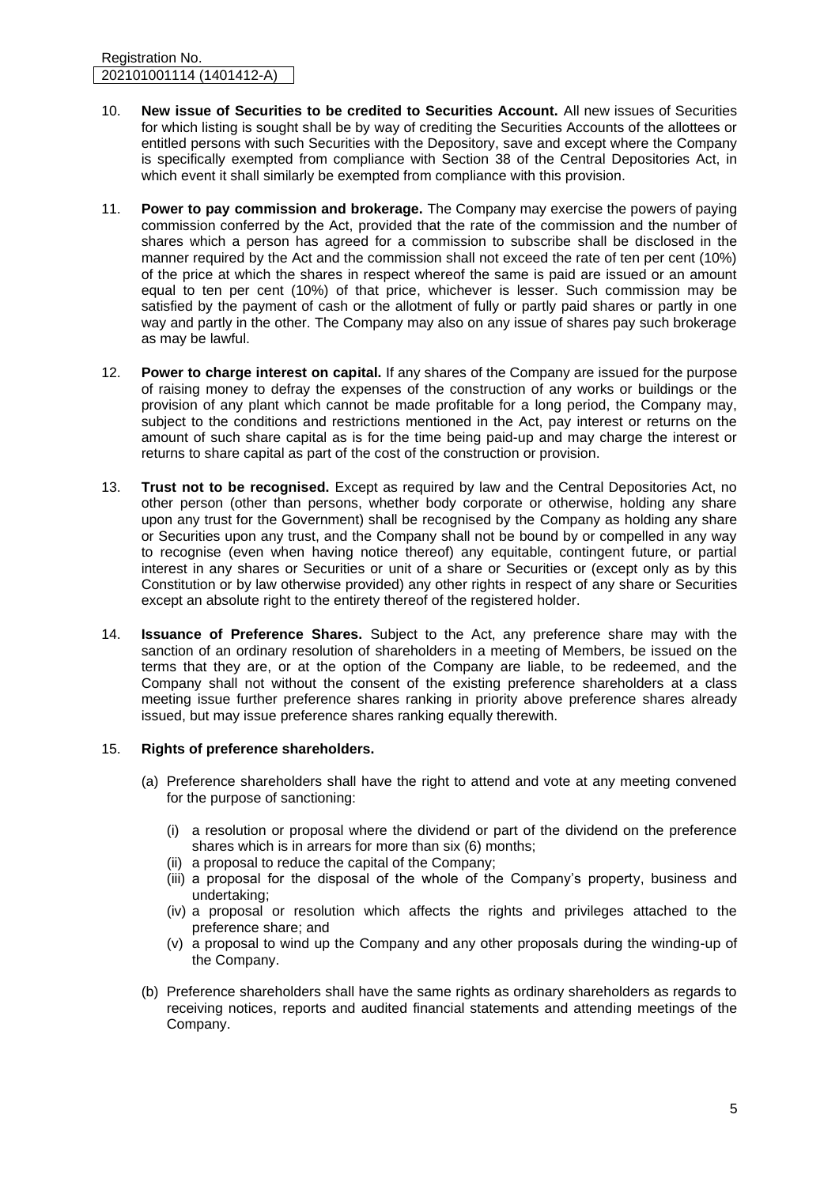Registration No. 202101001114 (1401412-A)

10. **New issue of Securities to be credited to Securities Account.** All new issues of Securities for which listing is sought shall be by way of crediting the Securities Accounts of the allottees or entitled persons with such Securities with the Depository, save and except where the Company is specifically exempted from compliance with Section 38 of the Central Depositories Act, in which event it shall similarly be exempted from compliance with this provision.

11. **Power to pay commission and brokerage.** The Company may exercise the powers of paying commission conferred by the Act, provided that the rate of the commission and the number of shares which a person has agreed for a commission to subscribe shall be disclosed in the manner required by the Act and the commission shall not exceed the rate of ten per cent (10%) of the price at which the shares in respect whereof the same is paid are issued or an amount equal to ten per cent (10%) of that price, whichever is lesser. Such commission may be satisfied by the payment of cash or the allotment of fully or partly paid shares or partly in one way and partly in the other. The Company may also on any issue of shares pay such brokerage as may be lawful.

12. **Power to charge interest on capital.** If any shares of the Company are issued for the purpose of raising money to defray the expenses of the construction of any works or buildings or the provision of any plant which cannot be made profitable for a long period, the Company may, subject to the conditions and restrictions mentioned in the Act, pay interest or returns on the amount of such share capital as is for the time being paid-up and may charge the interest or returns to share capital as part of the cost of the construction or provision.

13. **Trust not to be recognised.** Except as required by law and the Central Depositories Act, no other person (other than persons, whether body corporate or otherwise, holding any share upon any trust for the Government) shall be recognised by the Company as holding any share or Securities upon any trust, and the Company shall not be bound by or compelled in any way to recognise (even when having notice thereof) any equitable, contingent future, or partial interest in any shares or Securities or unit of a share or Securities or (except only as by this Constitution or by law otherwise provided) any other rights in respect of any share or Securities except an absolute right to the entirety thereof of the registered holder.

14. **Issuance of Preference Shares.** Subject to the Act, any preference share may with the sanction of an ordinary resolution of shareholders in a meeting of Members, be issued on the terms that they are, or at the option of the Company are liable, to be redeemed, and the Company shall not without the consent of the existing preference shareholders at a class meeting issue further preference shares ranking in priority above preference shares already issued, but may issue preference shares ranking equally therewith.

15. **Rights of preference shareholders.**

    (a) Preference shareholders shall have the right to attend and vote at any meeting convened for the purpose of sanctioning:

    (i) a resolution or proposal where the dividend or part of the dividend on the preference shares which is in arrears for more than six (6) months;
    (ii) a proposal to reduce the capital of the Company;
    (iii) a proposal for the disposal of the whole of the Company's property, business and undertaking;
    (iv) a proposal or resolution which affects the rights and privileges attached to the preference share; and
    (v) a proposal to wind up the Company and any other proposals during the winding-up of the Company.

    (b) Preference shareholders shall have the same rights as ordinary shareholders as regards to receiving notices, reports and audited financial statements and attending meetings of the Company.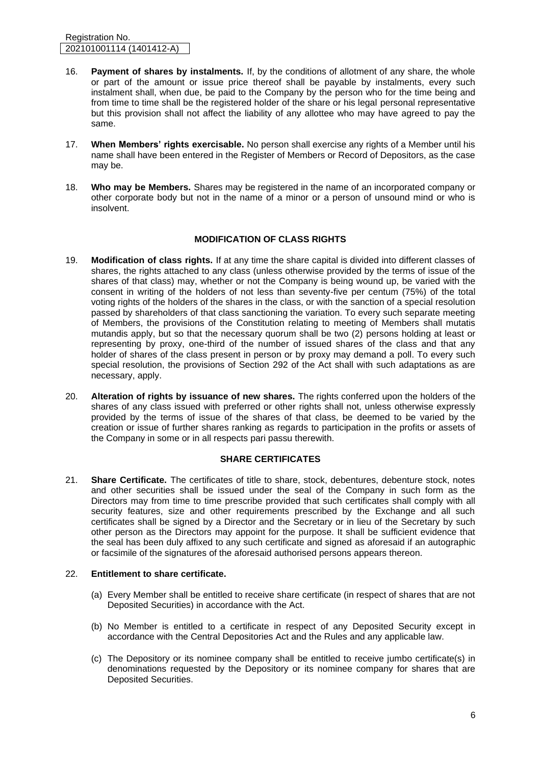16. **Payment of shares by instalments.** If, by the conditions of allotment of any share, the whole or part of the amount or issue price thereof shall be payable by instalments, every such instalment shall, when due, be paid to the Company by the person who for the time being and from time to time shall be the registered holder of the share or his legal personal representative but this provision shall not affect the liability of any allottee who may have agreed to pay the same.

17. **When Members' rights exercisable.** No person shall exercise any rights of a Member until his name shall have been entered in the Register of Members or Record of Depositors, as the case may be.

18. **Who may be Members.** Shares may be registered in the name of an incorporated company or other corporate body but not in the name of a minor or a person of unsound mind or who is insolvent.

## MODIFICATION OF CLASS RIGHTS

19. **Modification of class rights.** If at any time the share capital is divided into different classes of shares, the rights attached to any class (unless otherwise provided by the terms of issue of the shares of that class) may, whether or not the Company is being wound up, be varied with the consent in writing of the holders of not less than seventy-five per centum (75%) of the total voting rights of the holders of the shares in the class, or with the sanction of a special resolution passed by shareholders of that class sanctioning the variation. To every such separate meeting of Members, the provisions of the Constitution relating to meeting of Members shall mutatis mutandis apply, but so that the necessary quorum shall be two (2) persons holding at least or representing by proxy, one-third of the number of issued shares of the class and that any holder of shares of the class present in person or by proxy may demand a poll. To every such special resolution, the provisions of Section 292 of the Act shall with such adaptations as are necessary, apply.

20. **Alteration of rights by issuance of new shares.** The rights conferred upon the holders of the shares of any class issued with preferred or other rights shall not, unless otherwise expressly provided by the terms of issue of the shares of that class, be deemed to be varied by the creation or issue of further shares ranking as regards to participation in the profits or assets of the Company in some or in all respects pari passu therewith.

## SHARE CERTIFICATES

21. **Share Certificate.** The certificates of title to share, stock, debentures, debenture stock, notes and other securities shall be issued under the seal of the Company in such form as the Directors may from time to time prescribe provided that such certificates shall comply with all security features, size and other requirements prescribed by the Exchange and all such certificates shall be signed by a Director and the Secretary or in lieu of the Secretary by such other person as the Directors may appoint for the purpose. It shall be sufficient evidence that the seal has been duly affixed to any such certificate and signed as aforesaid if an autographic or facsimile of the signatures of the aforesaid authorised persons appears thereon.

22. **Entitlement to share certificate.**

    (a) Every Member shall be entitled to receive share certificate (in respect of shares that are not Deposited Securities) in accordance with the Act.

    (b) No Member is entitled to a certificate in respect of any Deposited Security except in accordance with the Central Depositories Act and the Rules and any applicable law.

    (c) The Depository or its nominee company shall be entitled to receive jumbo certificate(s) in denominations requested by the Depository or its nominee company for shares that are Deposited Securities.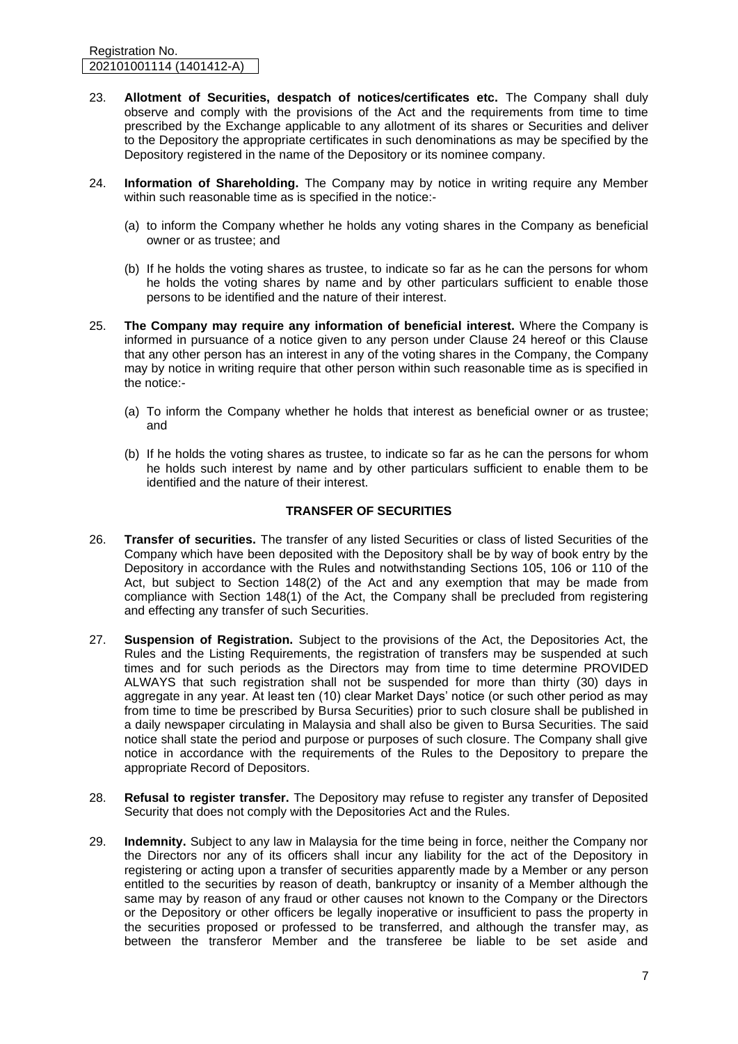23. **Allotment of Securities, despatch of notices/certificates etc.** The Company shall duly observe and comply with the provisions of the Act and the requirements from time to time prescribed by the Exchange applicable to any allotment of its shares or Securities and deliver to the Depository the appropriate certificates in such denominations as may be specified by the Depository registered in the name of the Depository or its nominee company.

24. **Information of Shareholding.** The Company may by notice in writing require any Member within such reasonable time as is specified in the notice:-

    (a) to inform the Company whether he holds any voting shares in the Company as beneficial owner or as trustee; and

    (b) If he holds the voting shares as trustee, to indicate so far as he can the persons for whom he holds the voting shares by name and by other particulars sufficient to enable those persons to be identified and the nature of their interest.

25. **The Company may require any information of beneficial interest.** Where the Company is informed in pursuance of a notice given to any person under Clause 24 hereof or this Clause that any other person has an interest in any of the voting shares in the Company, the Company may by notice in writing require that other person within such reasonable time as is specified in the notice:-

    (a) To inform the Company whether he holds that interest as beneficial owner or as trustee; and

    (b) If he holds the voting shares as trustee, to indicate so far as he can the persons for whom he holds such interest by name and by other particulars sufficient to enable them to be identified and the nature of their interest.

## TRANSFER OF SECURITIES

26. **Transfer of securities.** The transfer of any listed Securities or class of listed Securities of the Company which have been deposited with the Depository shall be by way of book entry by the Depository in accordance with the Rules and notwithstanding Sections 105, 106 or 110 of the Act, but subject to Section 148(2) of the Act and any exemption that may be made from compliance with Section 148(1) of the Act, the Company shall be precluded from registering and effecting any transfer of such Securities.

27. **Suspension of Registration.** Subject to the provisions of the Act, the Depositories Act, the Rules and the Listing Requirements, the registration of transfers may be suspended at such times and for such periods as the Directors may from time to time determine PROVIDED ALWAYS that such registration shall not be suspended for more than thirty (30) days in aggregate in any year. At least ten (10) clear Market Days' notice (or such other period as may from time to time be prescribed by Bursa Securities) prior to such closure shall be published in a daily newspaper circulating in Malaysia and shall also be given to Bursa Securities. The said notice shall state the period and purpose or purposes of such closure. The Company shall give notice in accordance with the requirements of the Rules to the Depository to prepare the appropriate Record of Depositors.

28. **Refusal to register transfer.** The Depository may refuse to register any transfer of Deposited Security that does not comply with the Depositories Act and the Rules.

29. **Indemnity.** Subject to any law in Malaysia for the time being in force, neither the Company nor the Directors nor any of its officers shall incur any liability for the act of the Depository in registering or acting upon a transfer of securities apparently made by a Member or any person entitled to the securities by reason of death, bankruptcy or insanity of a Member although the same may by reason of any fraud or other causes not known to the Company or the Directors or the Depository or other officers be legally inoperative or insufficient to pass the property in the securities proposed or professed to be transferred, and although the transfer may, as between the transferor Member and the transferee be liable to be set aside and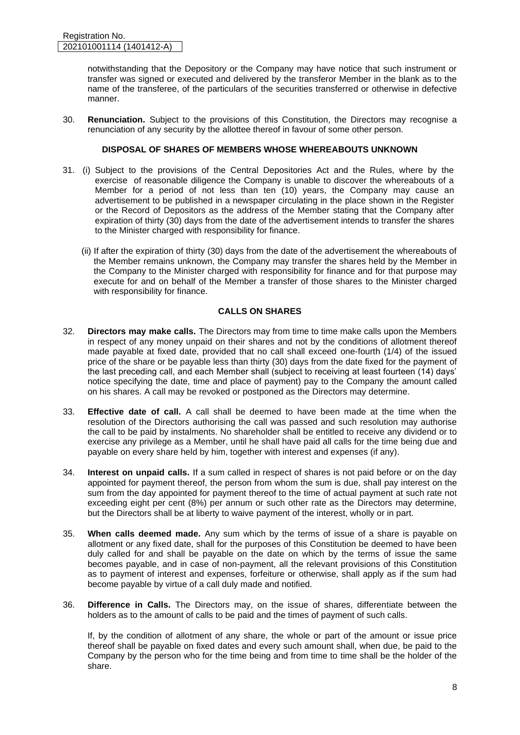notwithstanding that the Depository or the Company may have notice that such instrument or transfer was signed or executed and delivered by the transferor Member in the blank as to the name of the transferee, of the particulars of the securities transferred or otherwise in defective manner.

30. **Renunciation.** Subject to the provisions of this Constitution, the Directors may recognise a renunciation of any security by the allottee thereof in favour of some other person.

### DISPOSAL OF SHARES OF MEMBERS WHOSE WHEREABOUTS UNKNOWN

31. (i) Subject to the provisions of the Central Depositories Act and the Rules, where by the exercise of reasonable diligence the Company is unable to discover the whereabouts of a Member for a period of not less than ten (10) years, the Company may cause an advertisement to be published in a newspaper circulating in the place shown in the Register or the Record of Depositors as the address of the Member stating that the Company after expiration of thirty (30) days from the date of the advertisement intends to transfer the shares to the Minister charged with responsibility for finance.

    (ii) If after the expiration of thirty (30) days from the date of the advertisement the whereabouts of the Member remains unknown, the Company may transfer the shares held by the Member in the Company to the Minister charged with responsibility for finance and for that purpose may execute for and on behalf of the Member a transfer of those shares to the Minister charged with responsibility for finance.

### CALLS ON SHARES

32. **Directors may make calls.** The Directors may from time to time make calls upon the Members in respect of any money unpaid on their shares and not by the conditions of allotment thereof made payable at fixed date, provided that no call shall exceed one-fourth (1/4) of the issued price of the share or be payable less than thirty (30) days from the date fixed for the payment of the last preceding call, and each Member shall (subject to receiving at least fourteen (14) days' notice specifying the date, time and place of payment) pay to the Company the amount called on his shares. A call may be revoked or postponed as the Directors may determine.

33. **Effective date of call.** A call shall be deemed to have been made at the time when the resolution of the Directors authorising the call was passed and such resolution may authorise the call to be paid by instalments. No shareholder shall be entitled to receive any dividend or to exercise any privilege as a Member, until he shall have paid all calls for the time being due and payable on every share held by him, together with interest and expenses (if any).

34. **Interest on unpaid calls.** If a sum called in respect of shares is not paid before or on the day appointed for payment thereof, the person from whom the sum is due, shall pay interest on the sum from the day appointed for payment thereof to the time of actual payment at such rate not exceeding eight per cent (8%) per annum or such other rate as the Directors may determine, but the Directors shall be at liberty to waive payment of the interest, wholly or in part.

35. **When calls deemed made.** Any sum which by the terms of issue of a share is payable on allotment or any fixed date, shall for the purposes of this Constitution be deemed to have been duly called for and shall be payable on the date on which by the terms of issue the same becomes payable, and in case of non-payment, all the relevant provisions of this Constitution as to payment of interest and expenses, forfeiture or otherwise, shall apply as if the sum had become payable by virtue of a call duly made and notified.

36. **Difference in Calls.** The Directors may, on the issue of shares, differentiate between the holders as to the amount of calls to be paid and the times of payment of such calls.

    If, by the condition of allotment of any share, the whole or part of the amount or issue price thereof shall be payable on fixed dates and every such amount shall, when due, be paid to the Company by the person who for the time being and from time to time shall be the holder of the share.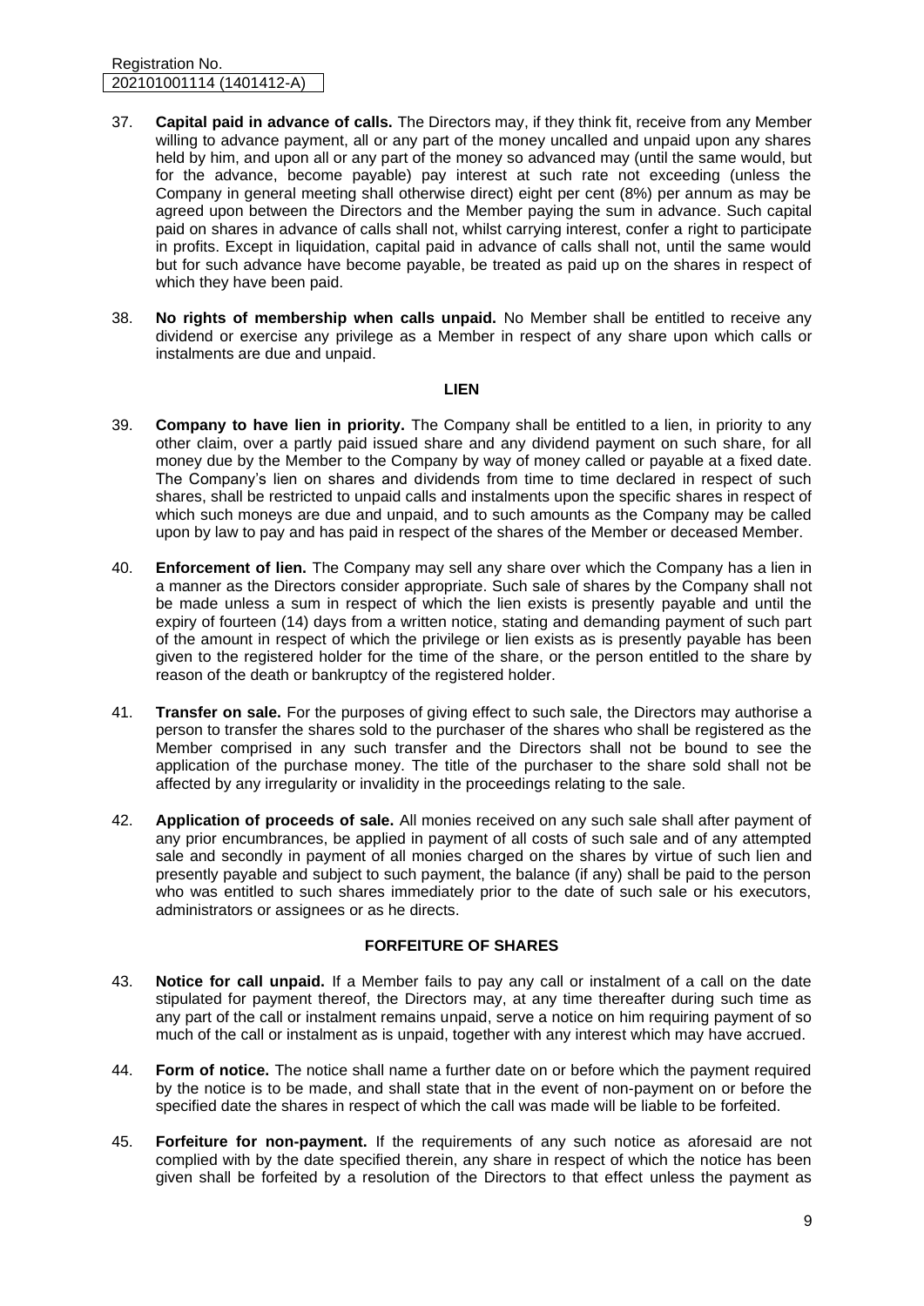37. **Capital paid in advance of calls.** The Directors may, if they think fit, receive from any Member willing to advance payment, all or any part of the money uncalled and unpaid upon any shares held by him, and upon all or any part of the money so advanced may (until the same would, but for the advance, become payable) pay interest at such rate not exceeding (unless the Company in general meeting shall otherwise direct) eight per cent (8%) per annum as may be agreed upon between the Directors and the Member paying the sum in advance. Such capital paid on shares in advance of calls shall not, whilst carrying interest, confer a right to participate in profits. Except in liquidation, capital paid in advance of calls shall not, until the same would but for such advance have become payable, be treated as paid up on the shares in respect of which they have been paid.

38. **No rights of membership when calls unpaid.** No Member shall be entitled to receive any dividend or exercise any privilege as a Member in respect of any share upon which calls or instalments are due and unpaid.

## LIEN

39. **Company to have lien in priority.** The Company shall be entitled to a lien, in priority to any other claim, over a partly paid issued share and any dividend payment on such share, for all money due by the Member to the Company by way of money called or payable at a fixed date. The Company's lien on shares and dividends from time to time declared in respect of such shares, shall be restricted to unpaid calls and instalments upon the specific shares in respect of which such moneys are due and unpaid, and to such amounts as the Company may be called upon by law to pay and has paid in respect of the shares of the Member or deceased Member.

40. **Enforcement of lien.** The Company may sell any share over which the Company has a lien in a manner as the Directors consider appropriate. Such sale of shares by the Company shall not be made unless a sum in respect of which the lien exists is presently payable and until the expiry of fourteen (14) days from a written notice, stating and demanding payment of such part of the amount in respect of which the privilege or lien exists as is presently payable has been given to the registered holder for the time of the share, or the person entitled to the share by reason of the death or bankruptcy of the registered holder.

41. **Transfer on sale.** For the purposes of giving effect to such sale, the Directors may authorise a person to transfer the shares sold to the purchaser of the shares who shall be registered as the Member comprised in any such transfer and the Directors shall not be bound to see the application of the purchase money. The title of the purchaser to the share sold shall not be affected by any irregularity or invalidity in the proceedings relating to the sale.

42. **Application of proceeds of sale.** All monies received on any such sale shall after payment of any prior encumbrances, be applied in payment of all costs of such sale and of any attempted sale and secondly in payment of all monies charged on the shares by virtue of such lien and presently payable and subject to such payment, the balance (if any) shall be paid to the person who was entitled to such shares immediately prior to the date of such sale or his executors, administrators or assignees or as he directs.

## FORFEITURE OF SHARES

43. **Notice for call unpaid.** If a Member fails to pay any call or instalment of a call on the date stipulated for payment thereof, the Directors may, at any time thereafter during such time as any part of the call or instalment remains unpaid, serve a notice on him requiring payment of so much of the call or instalment as is unpaid, together with any interest which may have accrued.

44. **Form of notice.** The notice shall name a further date on or before which the payment required by the notice is to be made, and shall state that in the event of non-payment on or before the specified date the shares in respect of which the call was made will be liable to be forfeited.

45. **Forfeiture for non-payment.** If the requirements of any such notice as aforesaid are not complied with by the date specified therein, any share in respect of which the notice has been given shall be forfeited by a resolution of the Directors to that effect unless the payment as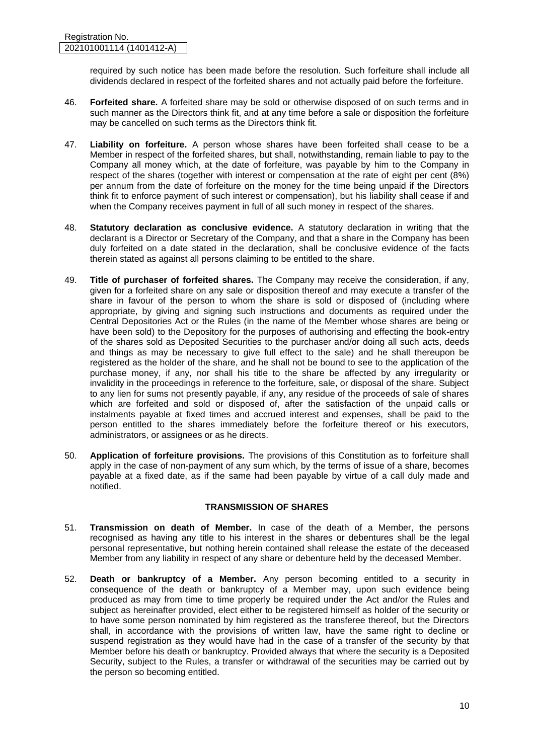required by such notice has been made before the resolution. Such forfeiture shall include all dividends declared in respect of the forfeited shares and not actually paid before the forfeiture.

46. **Forfeited share.** A forfeited share may be sold or otherwise disposed of on such terms and in such manner as the Directors think fit, and at any time before a sale or disposition the forfeiture may be cancelled on such terms as the Directors think fit.

47. **Liability on forfeiture.** A person whose shares have been forfeited shall cease to be a Member in respect of the forfeited shares, but shall, notwithstanding, remain liable to pay to the Company all money which, at the date of forfeiture, was payable by him to the Company in respect of the shares (together with interest or compensation at the rate of eight per cent (8%) per annum from the date of forfeiture on the money for the time being unpaid if the Directors think fit to enforce payment of such interest or compensation), but his liability shall cease if and when the Company receives payment in full of all such money in respect of the shares.

48. **Statutory declaration as conclusive evidence.** A statutory declaration in writing that the declarant is a Director or Secretary of the Company, and that a share in the Company has been duly forfeited on a date stated in the declaration, shall be conclusive evidence of the facts therein stated as against all persons claiming to be entitled to the share.

49. **Title of purchaser of forfeited shares.** The Company may receive the consideration, if any, given for a forfeited share on any sale or disposition thereof and may execute a transfer of the share in favour of the person to whom the share is sold or disposed of (including where appropriate, by giving and signing such instructions and documents as required under the Central Depositories Act or the Rules (in the name of the Member whose shares are being or have been sold) to the Depository for the purposes of authorising and effecting the book-entry of the shares sold as Deposited Securities to the purchaser and/or doing all such acts, deeds and things as may be necessary to give full effect to the sale) and he shall thereupon be registered as the holder of the share, and he shall not be bound to see to the application of the purchase money, if any, nor shall his title to the share be affected by any irregularity or invalidity in the proceedings in reference to the forfeiture, sale, or disposal of the share. Subject to any lien for sums not presently payable, if any, any residue of the proceeds of sale of shares which are forfeited and sold or disposed of, after the satisfaction of the unpaid calls or instalments payable at fixed times and accrued interest and expenses, shall be paid to the person entitled to the shares immediately before the forfeiture thereof or his executors, administrators, or assignees or as he directs.

50. **Application of forfeiture provisions.** The provisions of this Constitution as to forfeiture shall apply in the case of non-payment of any sum which, by the terms of issue of a share, becomes payable at a fixed date, as if the same had been payable by virtue of a call duly made and notified.

## TRANSMISSION OF SHARES

51. **Transmission on death of Member.** In case of the death of a Member, the persons recognised as having any title to his interest in the shares or debentures shall be the legal personal representative, but nothing herein contained shall release the estate of the deceased Member from any liability in respect of any share or debenture held by the deceased Member.

52. **Death or bankruptcy of a Member.** Any person becoming entitled to a security in consequence of the death or bankruptcy of a Member may, upon such evidence being produced as may from time to time properly be required under the Act and/or the Rules and subject as hereinafter provided, elect either to be registered himself as holder of the security or to have some person nominated by him registered as the transferee thereof, but the Directors shall, in accordance with the provisions of written law, have the same right to decline or suspend registration as they would have had in the case of a transfer of the security by that Member before his death or bankruptcy. Provided always that where the security is a Deposited Security, subject to the Rules, a transfer or withdrawal of the securities may be carried out by the person so becoming entitled.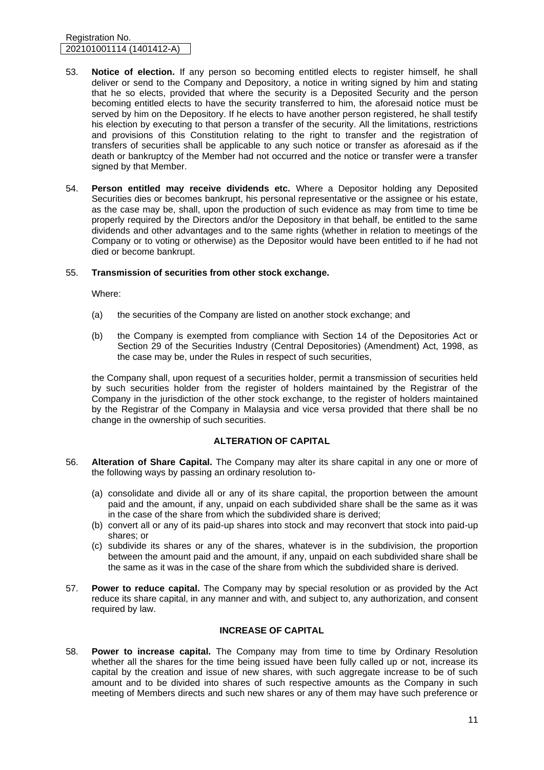53. **Notice of election.** If any person so becoming entitled elects to register himself, he shall deliver or send to the Company and Depository, a notice in writing signed by him and stating that he so elects, provided that where the security is a Deposited Security and the person becoming entitled elects to have the security transferred to him, the aforesaid notice must be served by him on the Depository. If he elects to have another person registered, he shall testify his election by executing to that person a transfer of the security. All the limitations, restrictions and provisions of this Constitution relating to the right to transfer and the registration of transfers of securities shall be applicable to any such notice or transfer as aforesaid as if the death or bankruptcy of the Member had not occurred and the notice or transfer were a transfer signed by that Member.

54. **Person entitled may receive dividends etc.** Where a Depositor holding any Deposited Securities dies or becomes bankrupt, his personal representative or the assignee or his estate, as the case may be, shall, upon the production of such evidence as may from time to time be properly required by the Directors and/or the Depository in that behalf, be entitled to the same dividends and other advantages and to the same rights (whether in relation to meetings of the Company or to voting or otherwise) as the Depositor would have been entitled to if he had not died or become bankrupt.

55. **Transmission of securities from other stock exchange.**

    Where:

    (a) the securities of the Company are listed on another stock exchange; and

    (b) the Company is exempted from compliance with Section 14 of the Depositories Act or Section 29 of the Securities Industry (Central Depositories) (Amendment) Act, 1998, as the case may be, under the Rules in respect of such securities,

    the Company shall, upon request of a securities holder, permit a transmission of securities held by such securities holder from the register of holders maintained by the Registrar of the Company in the jurisdiction of the other stock exchange, to the register of holders maintained by the Registrar of the Company in Malaysia and vice versa provided that there shall be no change in the ownership of such securities.

## ALTERATION OF CAPITAL

56. **Alteration of Share Capital.** The Company may alter its share capital in any one or more of the following ways by passing an ordinary resolution to-

    (a) consolidate and divide all or any of its share capital, the proportion between the amount paid and the amount, if any, unpaid on each subdivided share shall be the same as it was in the case of the share from which the subdivided share is derived;
    (b) convert all or any of its paid-up shares into stock and may reconvert that stock into paid-up shares; or
    (c) subdivide its shares or any of the shares, whatever is in the subdivision, the proportion between the amount paid and the amount, if any, unpaid on each subdivided share shall be the same as it was in the case of the share from which the subdivided share is derived.

57. **Power to reduce capital.** The Company may by special resolution or as provided by the Act reduce its share capital, in any manner and with, and subject to, any authorization, and consent required by law.

## INCREASE OF CAPITAL

58. **Power to increase capital.** The Company may from time to time by Ordinary Resolution whether all the shares for the time being issued have been fully called up or not, increase its capital by the creation and issue of new shares, with such aggregate increase to be of such amount and to be divided into shares of such respective amounts as the Company in such meeting of Members directs and such new shares or any of them may have such preference or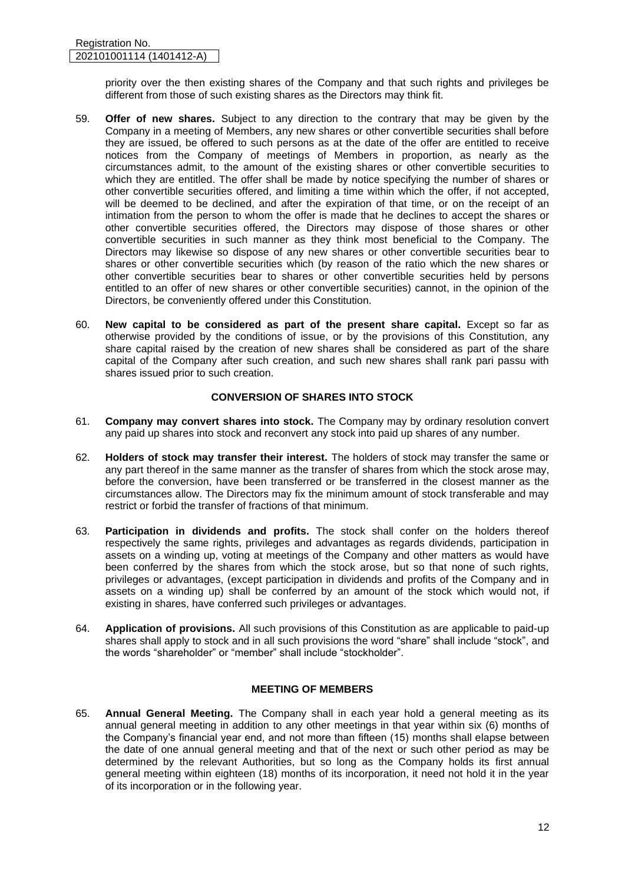priority over the then existing shares of the Company and that such rights and privileges be different from those of such existing shares as the Directors may think fit.

59. **Offer of new shares.** Subject to any direction to the contrary that may be given by the Company in a meeting of Members, any new shares or other convertible securities shall before they are issued, be offered to such persons as at the date of the offer are entitled to receive notices from the Company of meetings of Members in proportion, as nearly as the circumstances admit, to the amount of the existing shares or other convertible securities to which they are entitled. The offer shall be made by notice specifying the number of shares or other convertible securities offered, and limiting a time within which the offer, if not accepted, will be deemed to be declined, and after the expiration of that time, or on the receipt of an intimation from the person to whom the offer is made that he declines to accept the shares or other convertible securities offered, the Directors may dispose of those shares or other convertible securities in such manner as they think most beneficial to the Company. The Directors may likewise so dispose of any new shares or other convertible securities bear to shares or other convertible securities which (by reason of the ratio which the new shares or other convertible securities bear to shares or other convertible securities held by persons entitled to an offer of new shares or other convertible securities) cannot, in the opinion of the Directors, be conveniently offered under this Constitution.

60. **New capital to be considered as part of the present share capital.** Except so far as otherwise provided by the conditions of issue, or by the provisions of this Constitution, any share capital raised by the creation of new shares shall be considered as part of the share capital of the Company after such creation, and such new shares shall rank pari passu with shares issued prior to such creation.

## CONVERSION OF SHARES INTO STOCK

61. **Company may convert shares into stock.** The Company may by ordinary resolution convert any paid up shares into stock and reconvert any stock into paid up shares of any number.

62. **Holders of stock may transfer their interest.** The holders of stock may transfer the same or any part thereof in the same manner as the transfer of shares from which the stock arose may, before the conversion, have been transferred or be transferred in the closest manner as the circumstances allow. The Directors may fix the minimum amount of stock transferable and may restrict or forbid the transfer of fractions of that minimum.

63. **Participation in dividends and profits.** The stock shall confer on the holders thereof respectively the same rights, privileges and advantages as regards dividends, participation in assets on a winding up, voting at meetings of the Company and other matters as would have been conferred by the shares from which the stock arose, but so that none of such rights, privileges or advantages, (except participation in dividends and profits of the Company and in assets on a winding up) shall be conferred by an amount of the stock which would not, if existing in shares, have conferred such privileges or advantages.

64. **Application of provisions.** All such provisions of this Constitution as are applicable to paid-up shares shall apply to stock and in all such provisions the word "share" shall include "stock", and the words "shareholder" or "member" shall include "stockholder".

## MEETING OF MEMBERS

65. **Annual General Meeting.** The Company shall in each year hold a general meeting as its annual general meeting in addition to any other meetings in that year within six (6) months of the Company's financial year end, and not more than fifteen (15) months shall elapse between the date of one annual general meeting and that of the next or such other period as may be determined by the relevant Authorities, but so long as the Company holds its first annual general meeting within eighteen (18) months of its incorporation, it need not hold it in the year of its incorporation or in the following year.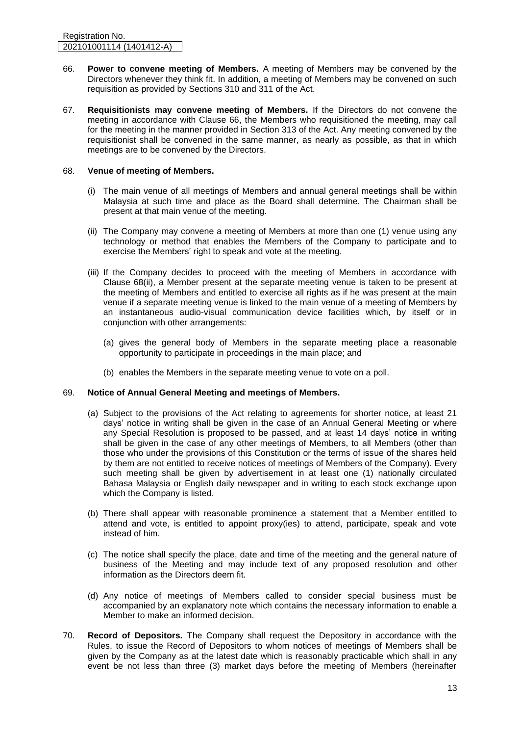66. **Power to convene meeting of Members.** A meeting of Members may be convened by the Directors whenever they think fit. In addition, a meeting of Members may be convened on such requisition as provided by Sections 310 and 311 of the Act.

67. **Requisitionists may convene meeting of Members.** If the Directors do not convene the meeting in accordance with Clause 66, the Members who requisitioned the meeting, may call for the meeting in the manner provided in Section 313 of the Act. Any meeting convened by the requisitionist shall be convened in the same manner, as nearly as possible, as that in which meetings are to be convened by the Directors.

68. **Venue of meeting of Members.**

    (i) The main venue of all meetings of Members and annual general meetings shall be within Malaysia at such time and place as the Board shall determine. The Chairman shall be present at that main venue of the meeting.

    (ii) The Company may convene a meeting of Members at more than one (1) venue using any technology or method that enables the Members of the Company to participate and to exercise the Members' right to speak and vote at the meeting.

    (iii) If the Company decides to proceed with the meeting of Members in accordance with Clause 68(ii), a Member present at the separate meeting venue is taken to be present at the meeting of Members and entitled to exercise all rights as if he was present at the main venue if a separate meeting venue is linked to the main venue of a meeting of Members by an instantaneous audio-visual communication device facilities which, by itself or in conjunction with other arrangements:

        (a) gives the general body of Members in the separate meeting place a reasonable opportunity to participate in proceedings in the main place; and

        (b) enables the Members in the separate meeting venue to vote on a poll.

69. **Notice of Annual General Meeting and meetings of Members.**

    (a) Subject to the provisions of the Act relating to agreements for shorter notice, at least 21 days' notice in writing shall be given in the case of an Annual General Meeting or where any Special Resolution is proposed to be passed, and at least 14 days' notice in writing shall be given in the case of any other meetings of Members, to all Members (other than those who under the provisions of this Constitution or the terms of issue of the shares held by them are not entitled to receive notices of meetings of Members of the Company). Every such meeting shall be given by advertisement in at least one (1) nationally circulated Bahasa Malaysia or English daily newspaper and in writing to each stock exchange upon which the Company is listed.

    (b) There shall appear with reasonable prominence a statement that a Member entitled to attend and vote, is entitled to appoint proxy(ies) to attend, participate, speak and vote instead of him.

    (c) The notice shall specify the place, date and time of the meeting and the general nature of business of the Meeting and may include text of any proposed resolution and other information as the Directors deem fit.

    (d) Any notice of meetings of Members called to consider special business must be accompanied by an explanatory note which contains the necessary information to enable a Member to make an informed decision.

70. **Record of Depositors.** The Company shall request the Depository in accordance with the Rules, to issue the Record of Depositors to whom notices of meetings of Members shall be given by the Company as at the latest date which is reasonably practicable which shall in any event be not less than three (3) market days before the meeting of Members (hereinafter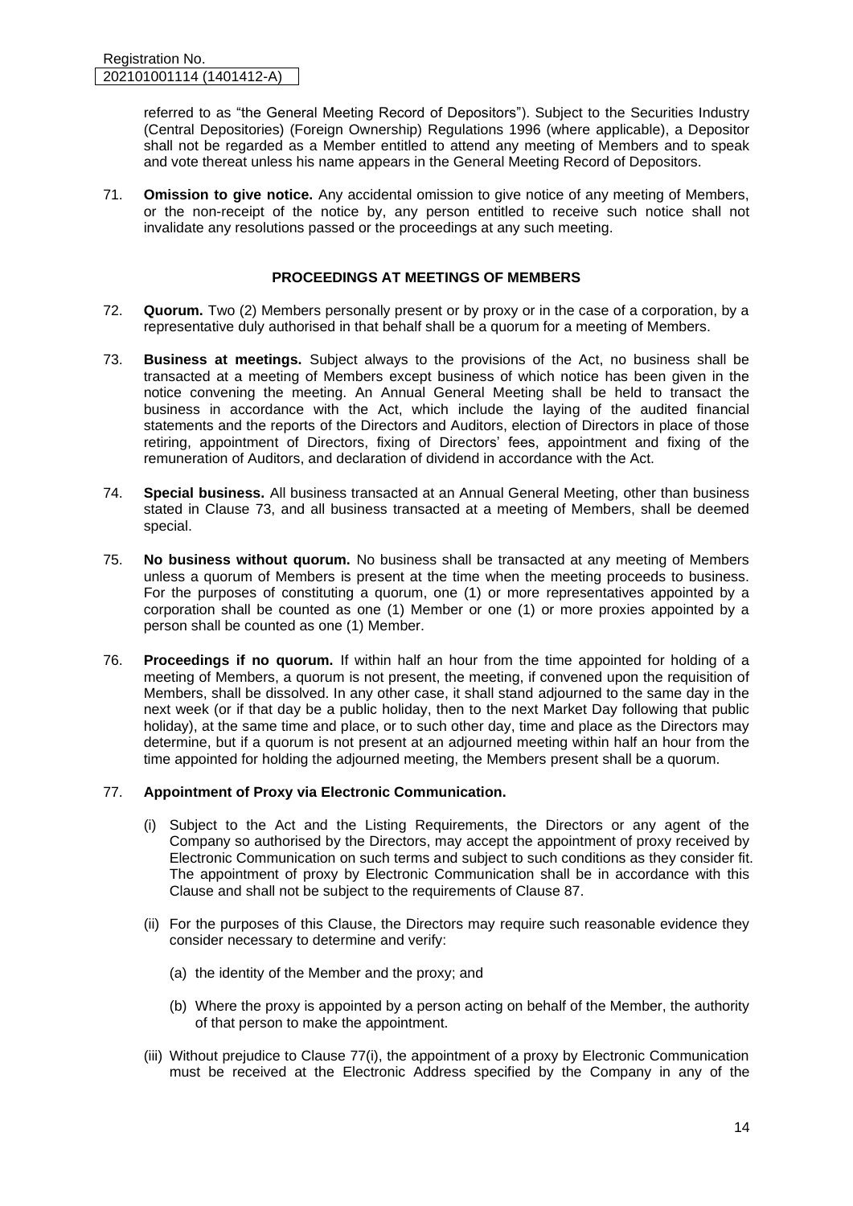referred to as "the General Meeting Record of Depositors"). Subject to the Securities Industry (Central Depositories) (Foreign Ownership) Regulations 1996 (where applicable), a Depositor shall not be regarded as a Member entitled to attend any meeting of Members and to speak and vote thereat unless his name appears in the General Meeting Record of Depositors.

71. **Omission to give notice.** Any accidental omission to give notice of any meeting of Members, or the non-receipt of the notice by, any person entitled to receive such notice shall not invalidate any resolutions passed or the proceedings at any such meeting.

## PROCEEDINGS AT MEETINGS OF MEMBERS

72. **Quorum.** Two (2) Members personally present or by proxy or in the case of a corporation, by a representative duly authorised in that behalf shall be a quorum for a meeting of Members.

73. **Business at meetings.** Subject always to the provisions of the Act, no business shall be transacted at a meeting of Members except business of which notice has been given in the notice convening the meeting. An Annual General Meeting shall be held to transact the business in accordance with the Act, which include the laying of the audited financial statements and the reports of the Directors and Auditors, election of Directors in place of those retiring, appointment of Directors, fixing of Directors' fees, appointment and fixing of the remuneration of Auditors, and declaration of dividend in accordance with the Act.

74. **Special business.** All business transacted at an Annual General Meeting, other than business stated in Clause 73, and all business transacted at a meeting of Members, shall be deemed special.

75. **No business without quorum.** No business shall be transacted at any meeting of Members unless a quorum of Members is present at the time when the meeting proceeds to business. For the purposes of constituting a quorum, one (1) or more representatives appointed by a corporation shall be counted as one (1) Member or one (1) or more proxies appointed by a person shall be counted as one (1) Member.

76. **Proceedings if no quorum.** If within half an hour from the time appointed for holding of a meeting of Members, a quorum is not present, the meeting, if convened upon the requisition of Members, shall be dissolved. In any other case, it shall stand adjourned to the same day in the next week (or if that day be a public holiday, then to the next Market Day following that public holiday), at the same time and place, or to such other day, time and place as the Directors may determine, but if a quorum is not present at an adjourned meeting within half an hour from the time appointed for holding the adjourned meeting, the Members present shall be a quorum.

77. **Appointment of Proxy via Electronic Communication.**

    (i) Subject to the Act and the Listing Requirements, the Directors or any agent of the Company so authorised by the Directors, may accept the appointment of proxy received by Electronic Communication on such terms and subject to such conditions as they consider fit. The appointment of proxy by Electronic Communication shall be in accordance with this Clause and shall not be subject to the requirements of Clause 87.

    (ii) For the purposes of this Clause, the Directors may require such reasonable evidence they consider necessary to determine and verify:

    (a) the identity of the Member and the proxy; and

    (b) Where the proxy is appointed by a person acting on behalf of the Member, the authority of that person to make the appointment.

    (iii) Without prejudice to Clause 77(i), the appointment of a proxy by Electronic Communication must be received at the Electronic Address specified by the Company in any of the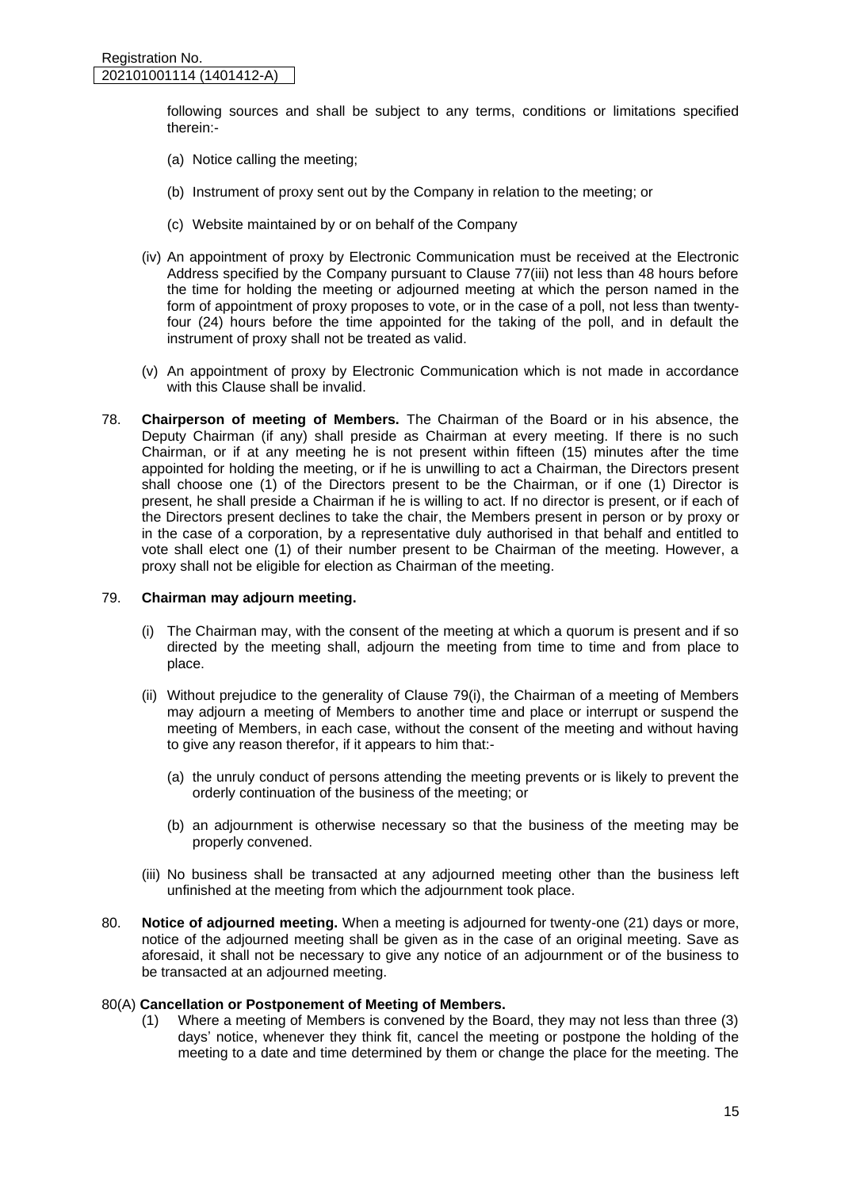following sources and shall be subject to any terms, conditions or limitations specified therein:-

(a) Notice calling the meeting;

(b) Instrument of proxy sent out by the Company in relation to the meeting; or

(c) Website maintained by or on behalf of the Company

(iv) An appointment of proxy by Electronic Communication must be received at the Electronic Address specified by the Company pursuant to Clause 77(iii) not less than 48 hours before the time for holding the meeting or adjourned meeting at which the person named in the form of appointment of proxy proposes to vote, or in the case of a poll, not less than twenty-four (24) hours before the time appointed for the taking of the poll, and in default the instrument of proxy shall not be treated as valid.

(v) An appointment of proxy by Electronic Communication which is not made in accordance with this Clause shall be invalid.

78. **Chairperson of meeting of Members.** The Chairman of the Board or in his absence, the Deputy Chairman (if any) shall preside as Chairman at every meeting. If there is no such Chairman, or if at any meeting he is not present within fifteen (15) minutes after the time appointed for holding the meeting, or if he is unwilling to act a Chairman, the Directors present shall choose one (1) of the Directors present to be the Chairman, or if one (1) Director is present, he shall preside a Chairman if he is willing to act. If no director is present, or if each of the Directors present declines to take the chair, the Members present in person or by proxy or in the case of a corporation, by a representative duly authorised in that behalf and entitled to vote shall elect one (1) of their number present to be Chairman of the meeting. However, a proxy shall not be eligible for election as Chairman of the meeting.

79. **Chairman may adjourn meeting.**

(i) The Chairman may, with the consent of the meeting at which a quorum is present and if so directed by the meeting shall, adjourn the meeting from time to time and from place to place.

(ii) Without prejudice to the generality of Clause 79(i), the Chairman of a meeting of Members may adjourn a meeting of Members to another time and place or interrupt or suspend the meeting of Members, in each case, without the consent of the meeting and without having to give any reason therefor, if it appears to him that:-

(a) the unruly conduct of persons attending the meeting prevents or is likely to prevent the orderly continuation of the business of the meeting; or

(b) an adjournment is otherwise necessary so that the business of the meeting may be properly convened.

(iii) No business shall be transacted at any adjourned meeting other than the business left unfinished at the meeting from which the adjournment took place.

80. **Notice of adjourned meeting.** When a meeting is adjourned for twenty-one (21) days or more, notice of the adjourned meeting shall be given as in the case of an original meeting. Save as aforesaid, it shall not be necessary to give any notice of an adjournment or of the business to be transacted at an adjourned meeting.

80(A) **Cancellation or Postponement of Meeting of Members.**

(1) Where a meeting of Members is convened by the Board, they may not less than three (3) days' notice, whenever they think fit, cancel the meeting or postpone the holding of the meeting to a date and time determined by them or change the place for the meeting. The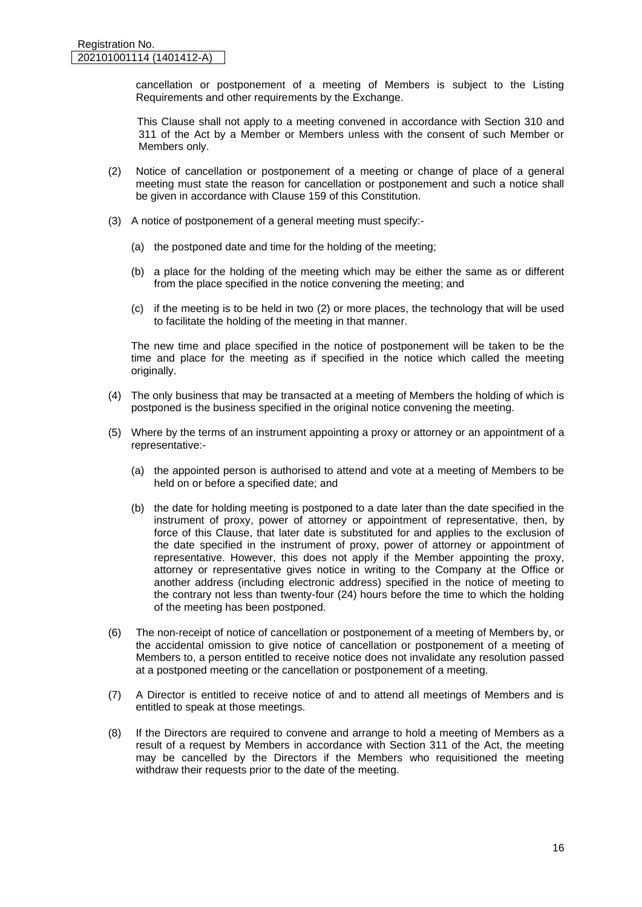cancellation or postponement of a meeting of Members is subject to the Listing Requirements and other requirements by the Exchange.

This Clause shall not apply to a meeting convened in accordance with Section 310 and 311 of the Act by a Member or Members unless with the consent of such Member or Members only.

(2) Notice of cancellation or postponement of a meeting or change of place of a general meeting must state the reason for cancellation or postponement and such a notice shall be given in accordance with Clause 159 of this Constitution.

(3) A notice of postponement of a general meeting must specify:-

(a) the postponed date and time for the holding of the meeting;

(b) a place for the holding of the meeting which may be either the same as or different from the place specified in the notice convening the meeting; and

(c) if the meeting is to be held in two (2) or more places, the technology that will be used to facilitate the holding of the meeting in that manner.

The new time and place specified in the notice of postponement will be taken to be the time and place for the meeting as if specified in the notice which called the meeting originally.

(4) The only business that may be transacted at a meeting of Members the holding of which is postponed is the business specified in the original notice convening the meeting.

(5) Where by the terms of an instrument appointing a proxy or attorney or an appointment of a representative:-

(a) the appointed person is authorised to attend and vote at a meeting of Members to be held on or before a specified date; and

(b) the date for holding meeting is postponed to a date later than the date specified in the instrument of proxy, power of attorney or appointment of representative, then, by force of this Clause, that later date is substituted for and applies to the exclusion of the date specified in the instrument of proxy, power of attorney or appointment of representative. However, this does not apply if the Member appointing the proxy, attorney or representative gives notice in writing to the Company at the Office or another address (including electronic address) specified in the notice of meeting to the contrary not less than twenty-four (24) hours before the time to which the holding of the meeting has been postponed.

(6) The non-receipt of notice of cancellation or postponement of a meeting of Members by, or the accidental omission to give notice of cancellation or postponement of a meeting of Members to, a person entitled to receive notice does not invalidate any resolution passed at a postponed meeting or the cancellation or postponement of a meeting.

(7) A Director is entitled to receive notice of and to attend all meetings of Members and is entitled to speak at those meetings.

(8) If the Directors are required to convene and arrange to hold a meeting of Members as a result of a request by Members in accordance with Section 311 of the Act, the meeting may be cancelled by the Directors if the Members who requisitioned the meeting withdraw their requests prior to the date of the meeting.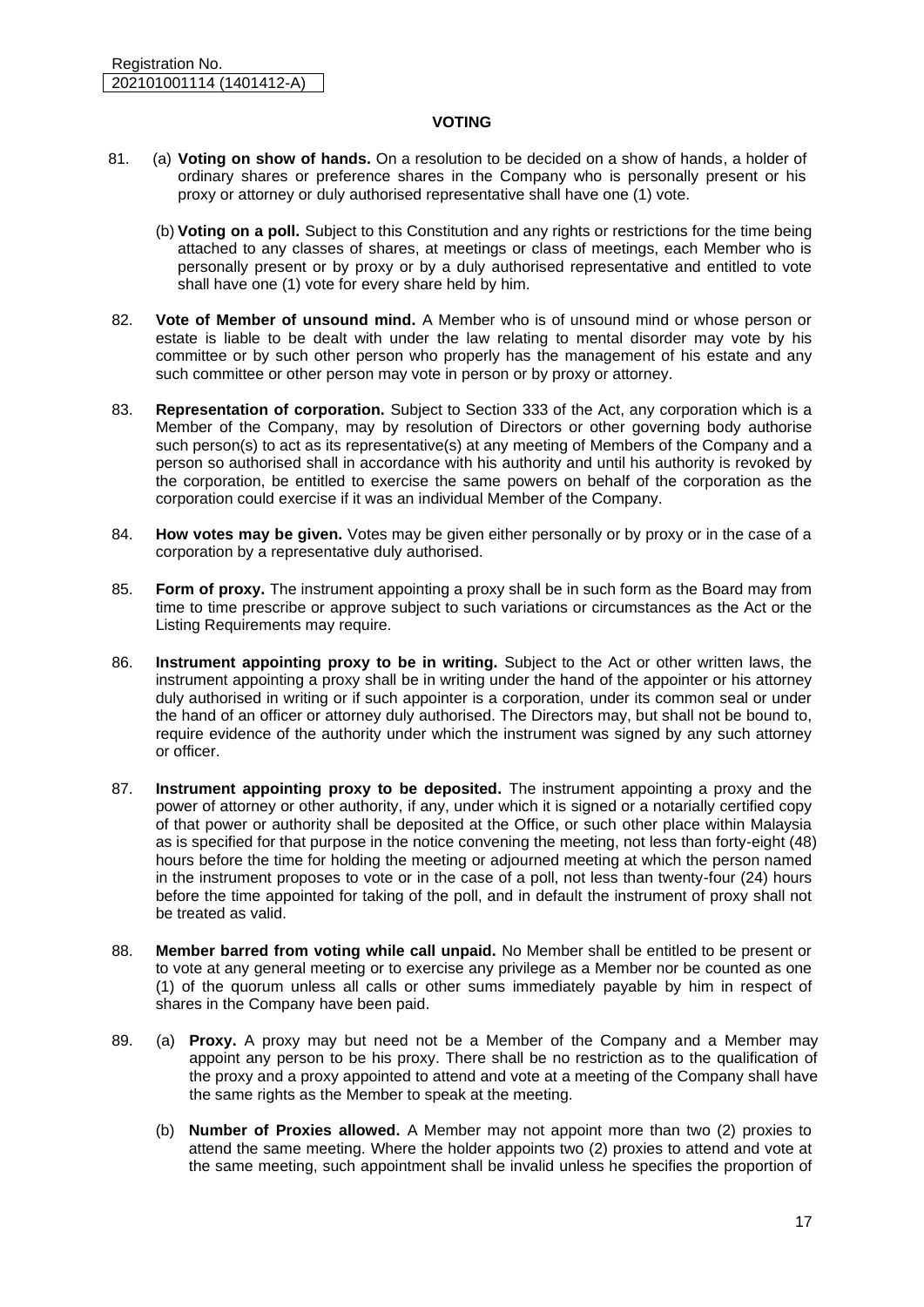Registration No.
202101001114 (1401412-A)

## VOTING

81. (a) **Voting on show of hands.** On a resolution to be decided on a show of hands, a holder of ordinary shares or preference shares in the Company who is personally present or his proxy or attorney or duly authorised representative shall have one (1) vote.

    (b) **Voting on a poll.** Subject to this Constitution and any rights or restrictions for the time being attached to any classes of shares, at meetings or class of meetings, each Member who is personally present or by proxy or by a duly authorised representative and entitled to vote shall have one (1) vote for every share held by him.

82. **Vote of Member of unsound mind.** A Member who is of unsound mind or whose person or estate is liable to be dealt with under the law relating to mental disorder may vote by his committee or by such other person who properly has the management of his estate and any such committee or other person may vote in person or by proxy or attorney.

83. **Representation of corporation.** Subject to Section 333 of the Act, any corporation which is a Member of the Company, may by resolution of Directors or other governing body authorise such person(s) to act as its representative(s) at any meeting of Members of the Company and a person so authorised shall in accordance with his authority and until his authority is revoked by the corporation, be entitled to exercise the same powers on behalf of the corporation as the corporation could exercise if it was an individual Member of the Company.

84. **How votes may be given.** Votes may be given either personally or by proxy or in the case of a corporation by a representative duly authorised.

85. **Form of proxy.** The instrument appointing a proxy shall be in such form as the Board may from time to time prescribe or approve subject to such variations or circumstances as the Act or the Listing Requirements may require.

86. **Instrument appointing proxy to be in writing.** Subject to the Act or other written laws, the instrument appointing a proxy shall be in writing under the hand of the appointer or his attorney duly authorised in writing or if such appointer is a corporation, under its common seal or under the hand of an officer or attorney duly authorised. The Directors may, but shall not be bound to, require evidence of the authority under which the instrument was signed by any such attorney or officer.

87. **Instrument appointing proxy to be deposited.** The instrument appointing a proxy and the power of attorney or other authority, if any, under which it is signed or a notarially certified copy of that power or authority shall be deposited at the Office, or such other place within Malaysia as is specified for that purpose in the notice convening the meeting, not less than forty-eight (48) hours before the time for holding the meeting or adjourned meeting at which the person named in the instrument proposes to vote or in the case of a poll, not less than twenty-four (24) hours before the time appointed for taking of the poll, and in default the instrument of proxy shall not be treated as valid.

88. **Member barred from voting while call unpaid.** No Member shall be entitled to be present or to vote at any general meeting or to exercise any privilege as a Member nor be counted as one (1) of the quorum unless all calls or other sums immediately payable by him in respect of shares in the Company have been paid.

89. (a) **Proxy.** A proxy may but need not be a Member of the Company and a Member may appoint any person to be his proxy. There shall be no restriction as to the qualification of the proxy and a proxy appointed to attend and vote at a meeting of the Company shall have the same rights as the Member to speak at the meeting.

    (b) **Number of Proxies allowed.** A Member may not appoint more than two (2) proxies to attend the same meeting. Where the holder appoints two (2) proxies to attend and vote at the same meeting, such appointment shall be invalid unless he specifies the proportion of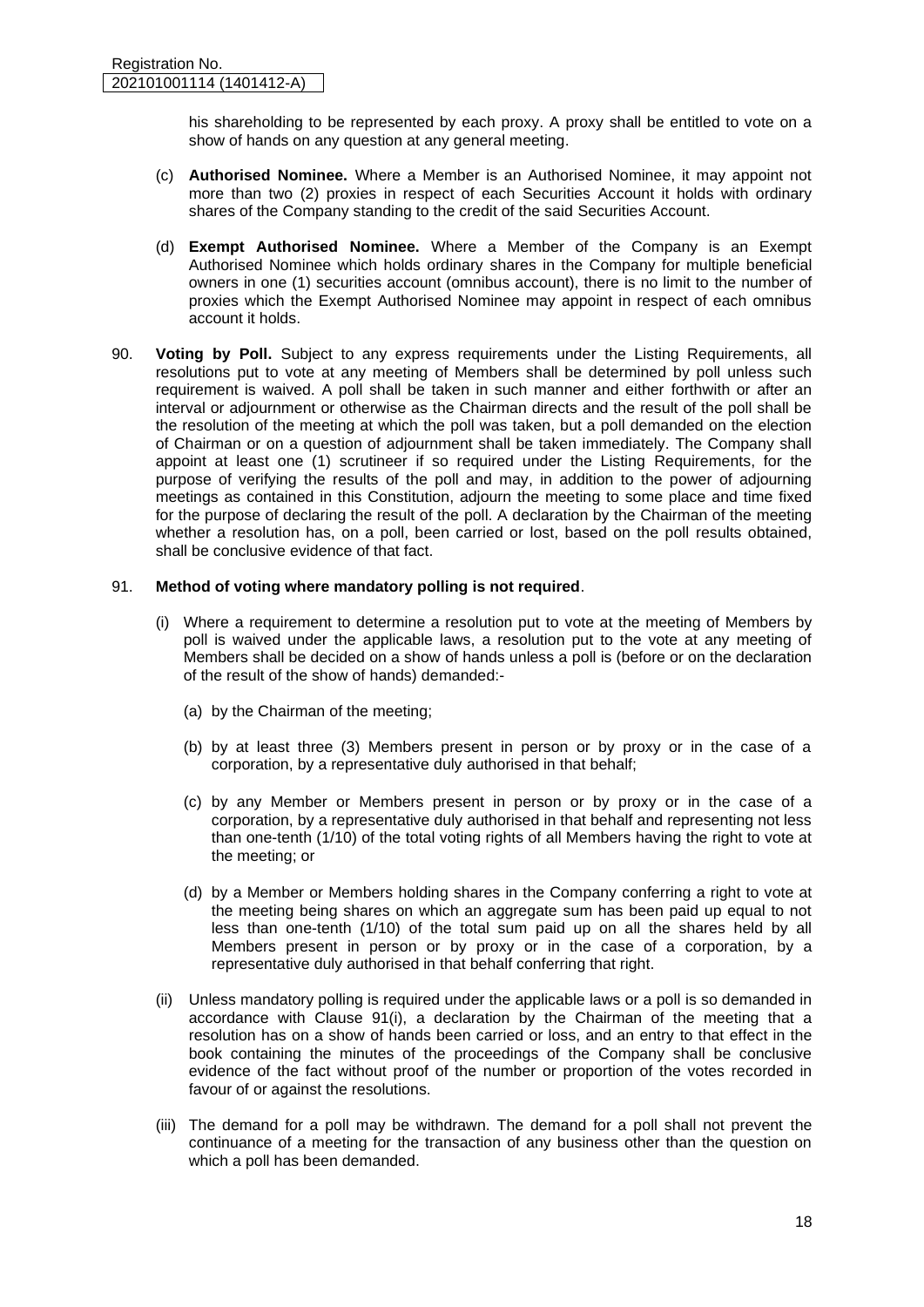his shareholding to be represented by each proxy. A proxy shall be entitled to vote on a show of hands on any question at any general meeting.

(c) **Authorised Nominee.** Where a Member is an Authorised Nominee, it may appoint not more than two (2) proxies in respect of each Securities Account it holds with ordinary shares of the Company standing to the credit of the said Securities Account.

(d) **Exempt Authorised Nominee.** Where a Member of the Company is an Exempt Authorised Nominee which holds ordinary shares in the Company for multiple beneficial owners in one (1) securities account (omnibus account), there is no limit to the number of proxies which the Exempt Authorised Nominee may appoint in respect of each omnibus account it holds.

90. **Voting by Poll.** Subject to any express requirements under the Listing Requirements, all resolutions put to vote at any meeting of Members shall be determined by poll unless such requirement is waived. A poll shall be taken in such manner and either forthwith or after an interval or adjournment or otherwise as the Chairman directs and the result of the poll shall be the resolution of the meeting at which the poll was taken, but a poll demanded on the election of Chairman or on a question of adjournment shall be taken immediately. The Company shall appoint at least one (1) scrutineer if so required under the Listing Requirements, for the purpose of verifying the results of the poll and may, in addition to the power of adjourning meetings as contained in this Constitution, adjourn the meeting to some place and time fixed for the purpose of declaring the result of the poll. A declaration by the Chairman of the meeting whether a resolution has, on a poll, been carried or lost, based on the poll results obtained, shall be conclusive evidence of that fact.

91. **Method of voting where mandatory polling is not required**.

(i) Where a requirement to determine a resolution put to vote at the meeting of Members by poll is waived under the applicable laws, a resolution put to the vote at any meeting of Members shall be decided on a show of hands unless a poll is (before or on the declaration of the result of the show of hands) demanded:-

(a) by the Chairman of the meeting;

(b) by at least three (3) Members present in person or by proxy or in the case of a corporation, by a representative duly authorised in that behalf;

(c) by any Member or Members present in person or by proxy or in the case of a corporation, by a representative duly authorised in that behalf and representing not less than one-tenth (1/10) of the total voting rights of all Members having the right to vote at the meeting; or

(d) by a Member or Members holding shares in the Company conferring a right to vote at the meeting being shares on which an aggregate sum has been paid up equal to not less than one-tenth (1/10) of the total sum paid up on all the shares held by all Members present in person or by proxy or in the case of a corporation, by a representative duly authorised in that behalf conferring that right.

(ii) Unless mandatory polling is required under the applicable laws or a poll is so demanded in accordance with Clause 91(i), a declaration by the Chairman of the meeting that a resolution has on a show of hands been carried or loss, and an entry to that effect in the book containing the minutes of the proceedings of the Company shall be conclusive evidence of the fact without proof of the number or proportion of the votes recorded in favour of or against the resolutions.

(iii) The demand for a poll may be withdrawn. The demand for a poll shall not prevent the continuance of a meeting for the transaction of any business other than the question on which a poll has been demanded.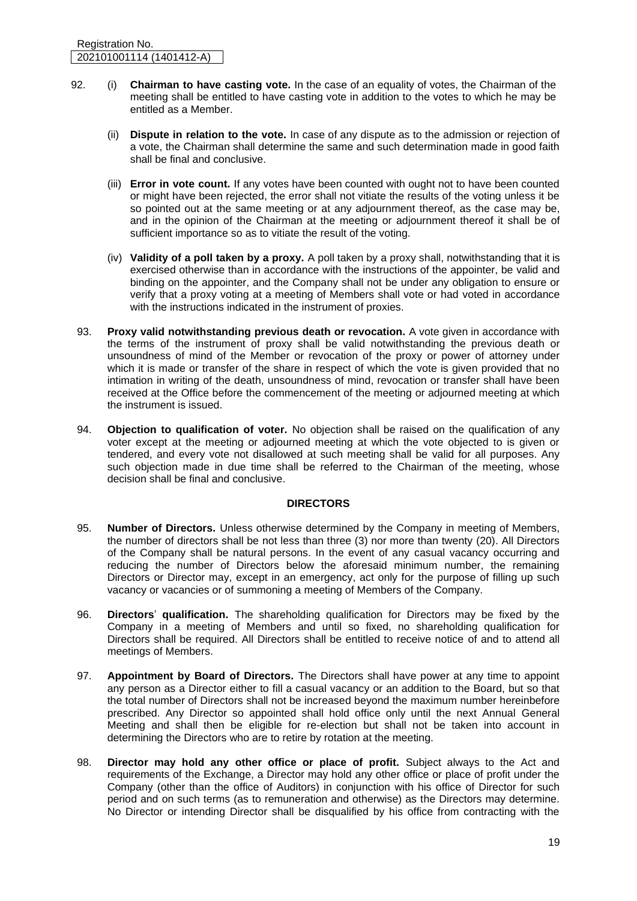92. (i) **Chairman to have casting vote.** In the case of an equality of votes, the Chairman of the meeting shall be entitled to have casting vote in addition to the votes to which he may be entitled as a Member.

 (ii) **Dispute in relation to the vote.** In case of any dispute as to the admission or rejection of a vote, the Chairman shall determine the same and such determination made in good faith shall be final and conclusive.

 (iii) **Error in vote count.** If any votes have been counted with ought not to have been counted or might have been rejected, the error shall not vitiate the results of the voting unless it be so pointed out at the same meeting or at any adjournment thereof, as the case may be, and in the opinion of the Chairman at the meeting or adjournment thereof it shall be of sufficient importance so as to vitiate the result of the voting.

 (iv) **Validity of a poll taken by a proxy.** A poll taken by a proxy shall, notwithstanding that it is exercised otherwise than in accordance with the instructions of the appointer, be valid and binding on the appointer, and the Company shall not be under any obligation to ensure or verify that a proxy voting at a meeting of Members shall vote or had voted in accordance with the instructions indicated in the instrument of proxies.

93. **Proxy valid notwithstanding previous death or revocation.** A vote given in accordance with the terms of the instrument of proxy shall be valid notwithstanding the previous death or unsoundness of mind of the Member or revocation of the proxy or power of attorney under which it is made or transfer of the share in respect of which the vote is given provided that no intimation in writing of the death, unsoundness of mind, revocation or transfer shall have been received at the Office before the commencement of the meeting or adjourned meeting at which the instrument is issued.

94. **Objection to qualification of voter.** No objection shall be raised on the qualification of any voter except at the meeting or adjourned meeting at which the vote objected to is given or tendered, and every vote not disallowed at such meeting shall be valid for all purposes. Any such objection made in due time shall be referred to the Chairman of the meeting, whose decision shall be final and conclusive.

## DIRECTORS

95. **Number of Directors.** Unless otherwise determined by the Company in meeting of Members, the number of directors shall be not less than three (3) nor more than twenty (20). All Directors of the Company shall be natural persons. In the event of any casual vacancy occurring and reducing the number of Directors below the aforesaid minimum number, the remaining Directors or Director may, except in an emergency, act only for the purpose of filling up such vacancy or vacancies or of summoning a meeting of Members of the Company.

96. **Directors' qualification.** The shareholding qualification for Directors may be fixed by the Company in a meeting of Members and until so fixed, no shareholding qualification for Directors shall be required. All Directors shall be entitled to receive notice of and to attend all meetings of Members.

97. **Appointment by Board of Directors.** The Directors shall have power at any time to appoint any person as a Director either to fill a casual vacancy or an addition to the Board, but so that the total number of Directors shall not be increased beyond the maximum number hereinbefore prescribed. Any Director so appointed shall hold office only until the next Annual General Meeting and shall then be eligible for re-election but shall not be taken into account in determining the Directors who are to retire by rotation at the meeting.

98. **Director may hold any other office or place of profit.** Subject always to the Act and requirements of the Exchange, a Director may hold any other office or place of profit under the Company (other than the office of Auditors) in conjunction with his office of Director for such period and on such terms (as to remuneration and otherwise) as the Directors may determine. No Director or intending Director shall be disqualified by his office from contracting with the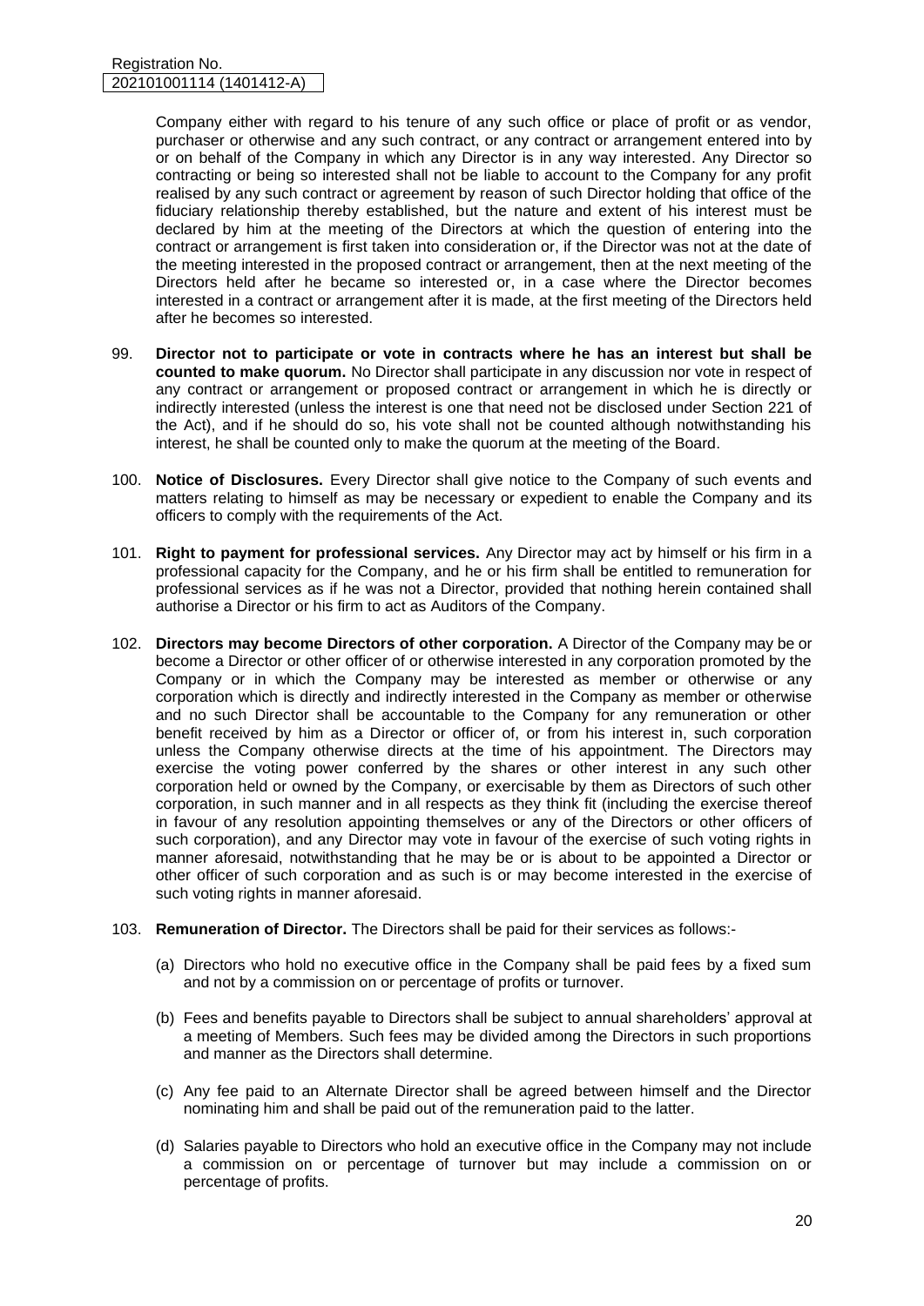Company either with regard to his tenure of any such office or place of profit or as vendor, purchaser or otherwise and any such contract, or any contract or arrangement entered into by or on behalf of the Company in which any Director is in any way interested. Any Director so contracting or being so interested shall not be liable to account to the Company for any profit realised by any such contract or agreement by reason of such Director holding that office of the fiduciary relationship thereby established, but the nature and extent of his interest must be declared by him at the meeting of the Directors at which the question of entering into the contract or arrangement is first taken into consideration or, if the Director was not at the date of the meeting interested in the proposed contract or arrangement, then at the next meeting of the Directors held after he became so interested or, in a case where the Director becomes interested in a contract or arrangement after it is made, at the first meeting of the Directors held after he becomes so interested.

99. **Director not to participate or vote in contracts where he has an interest but shall be counted to make quorum.** No Director shall participate in any discussion nor vote in respect of any contract or arrangement or proposed contract or arrangement in which he is directly or indirectly interested (unless the interest is one that need not be disclosed under Section 221 of the Act), and if he should do so, his vote shall not be counted although notwithstanding his interest, he shall be counted only to make the quorum at the meeting of the Board.

100. **Notice of Disclosures.** Every Director shall give notice to the Company of such events and matters relating to himself as may be necessary or expedient to enable the Company and its officers to comply with the requirements of the Act.

101. **Right to payment for professional services.** Any Director may act by himself or his firm in a professional capacity for the Company, and he or his firm shall be entitled to remuneration for professional services as if he was not a Director, provided that nothing herein contained shall authorise a Director or his firm to act as Auditors of the Company.

102. **Directors may become Directors of other corporation.** A Director of the Company may be or become a Director or other officer of or otherwise interested in any corporation promoted by the Company or in which the Company may be interested as member or otherwise or any corporation which is directly and indirectly interested in the Company as member or otherwise and no such Director shall be accountable to the Company for any remuneration or other benefit received by him as a Director or officer of, or from his interest in, such corporation unless the Company otherwise directs at the time of his appointment. The Directors may exercise the voting power conferred by the shares or other interest in any such other corporation held or owned by the Company, or exercisable by them as Directors of such other corporation, in such manner and in all respects as they think fit (including the exercise thereof in favour of any resolution appointing themselves or any of the Directors or other officers of such corporation), and any Director may vote in favour of the exercise of such voting rights in manner aforesaid, notwithstanding that he may be or is about to be appointed a Director or other officer of such corporation and as such is or may become interested in the exercise of such voting rights in manner aforesaid.

103. **Remuneration of Director.** The Directors shall be paid for their services as follows:-

    (a) Directors who hold no executive office in the Company shall be paid fees by a fixed sum and not by a commission on or percentage of profits or turnover.

    (b) Fees and benefits payable to Directors shall be subject to annual shareholders' approval at a meeting of Members. Such fees may be divided among the Directors in such proportions and manner as the Directors shall determine.

    (c) Any fee paid to an Alternate Director shall be agreed between himself and the Director nominating him and shall be paid out of the remuneration paid to the latter.

    (d) Salaries payable to Directors who hold an executive office in the Company may not include a commission on or percentage of turnover but may include a commission on or percentage of profits.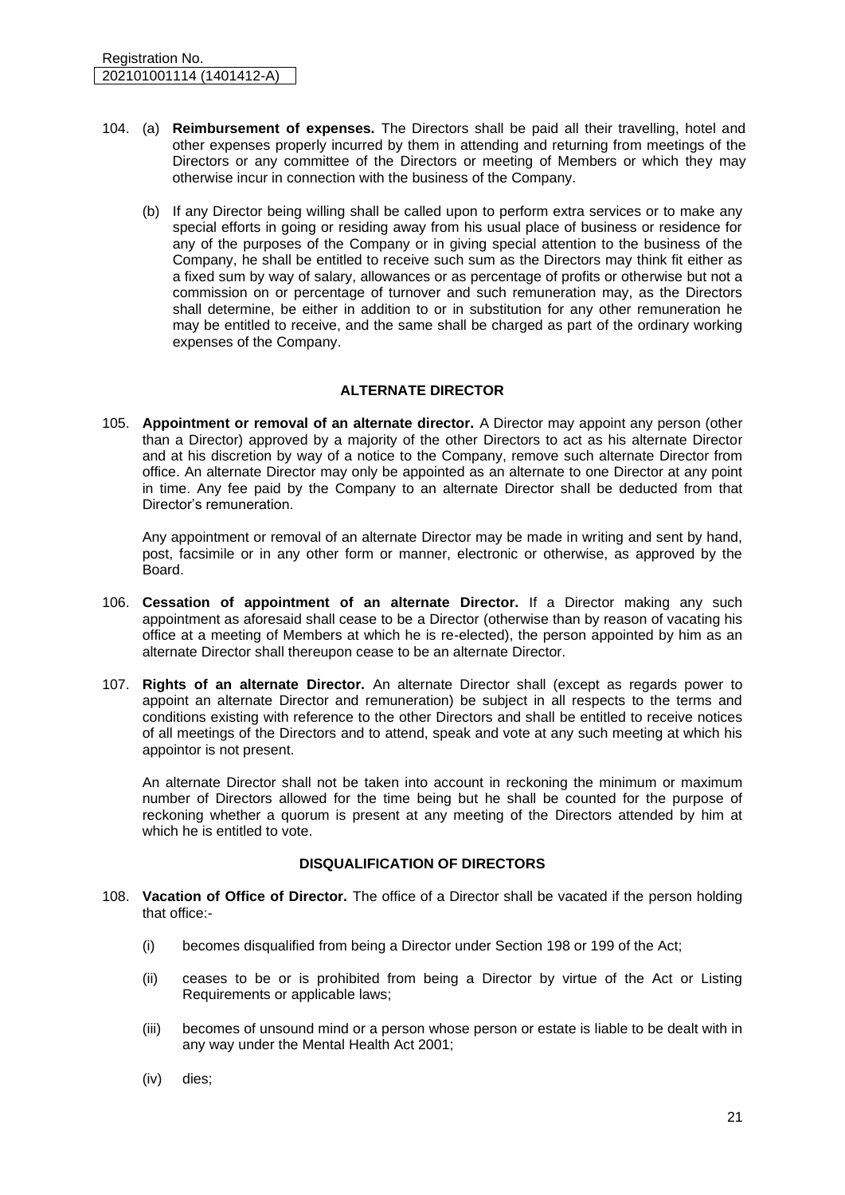104. (a) **Reimbursement of expenses.** The Directors shall be paid all their travelling, hotel and other expenses properly incurred by them in attending and returning from meetings of the Directors or any committee of the Directors or meeting of Members or which they may otherwise incur in connection with the business of the Company.

(b) If any Director being willing shall be called upon to perform extra services or to make any special efforts in going or residing away from his usual place of business or residence for any of the purposes of the Company or in giving special attention to the business of the Company, he shall be entitled to receive such sum as the Directors may think fit either as a fixed sum by way of salary, allowances or as percentage of profits or otherwise but not a commission on or percentage of turnover and such remuneration may, as the Directors shall determine, be either in addition to or in substitution for any other remuneration he may be entitled to receive, and the same shall be charged as part of the ordinary working expenses of the Company.

## ALTERNATE DIRECTOR

105. **Appointment or removal of an alternate director.** A Director may appoint any person (other than a Director) approved by a majority of the other Directors to act as his alternate Director and at his discretion by way of a notice to the Company, remove such alternate Director from office. An alternate Director may only be appointed as an alternate to one Director at any point in time. Any fee paid by the Company to an alternate Director shall be deducted from that Director's remuneration.

Any appointment or removal of an alternate Director may be made in writing and sent by hand, post, facsimile or in any other form or manner, electronic or otherwise, as approved by the Board.

106. **Cessation of appointment of an alternate Director.** If a Director making any such appointment as aforesaid shall cease to be a Director (otherwise than by reason of vacating his office at a meeting of Members at which he is re-elected), the person appointed by him as an alternate Director shall thereupon cease to be an alternate Director.

107. **Rights of an alternate Director.** An alternate Director shall (except as regards power to appoint an alternate Director and remuneration) be subject in all respects to the terms and conditions existing with reference to the other Directors and shall be entitled to receive notices of all meetings of the Directors and to attend, speak and vote at any such meeting at which his appointor is not present.

An alternate Director shall not be taken into account in reckoning the minimum or maximum number of Directors allowed for the time being but he shall be counted for the purpose of reckoning whether a quorum is present at any meeting of the Directors attended by him at which he is entitled to vote.

## DISQUALIFICATION OF DIRECTORS

108. **Vacation of Office of Director.** The office of a Director shall be vacated if the person holding that office:-

(i) becomes disqualified from being a Director under Section 198 or 199 of the Act;

(ii) ceases to be or is prohibited from being a Director by virtue of the Act or Listing Requirements or applicable laws;

(iii) becomes of unsound mind or a person whose person or estate is liable to be dealt with in any way under the Mental Health Act 2001;

(iv) dies;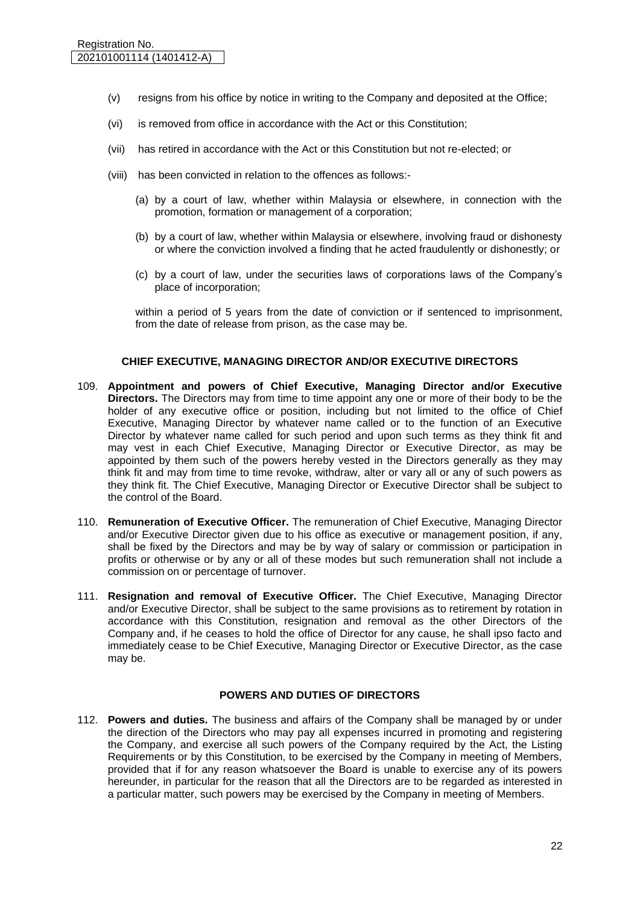(v) resigns from his office by notice in writing to the Company and deposited at the Office;

(vi) is removed from office in accordance with the Act or this Constitution;

(vii) has retired in accordance with the Act or this Constitution but not re-elected; or

(viii) has been convicted in relation to the offences as follows:-

(a) by a court of law, whether within Malaysia or elsewhere, in connection with the promotion, formation or management of a corporation;

(b) by a court of law, whether within Malaysia or elsewhere, involving fraud or dishonesty or where the conviction involved a finding that he acted fraudulently or dishonestly; or

(c) by a court of law, under the securities laws of corporations laws of the Company's place of incorporation;

within a period of 5 years from the date of conviction or if sentenced to imprisonment, from the date of release from prison, as the case may be.

### CHIEF EXECUTIVE, MANAGING DIRECTOR AND/OR EXECUTIVE DIRECTORS

109. **Appointment and powers of Chief Executive, Managing Director and/or Executive Directors.** The Directors may from time to time appoint any one or more of their body to be the holder of any executive office or position, including but not limited to the office of Chief Executive, Managing Director by whatever name called or to the function of an Executive Director by whatever name called for such period and upon such terms as they think fit and may vest in each Chief Executive, Managing Director or Executive Director, as may be appointed by them such of the powers hereby vested in the Directors generally as they may think fit and may from time to time revoke, withdraw, alter or vary all or any of such powers as they think fit. The Chief Executive, Managing Director or Executive Director shall be subject to the control of the Board.

110. **Remuneration of Executive Officer.** The remuneration of Chief Executive, Managing Director and/or Executive Director given due to his office as executive or management position, if any, shall be fixed by the Directors and may be by way of salary or commission or participation in profits or otherwise or by any or all of these modes but such remuneration shall not include a commission on or percentage of turnover.

111. **Resignation and removal of Executive Officer.** The Chief Executive, Managing Director and/or Executive Director, shall be subject to the same provisions as to retirement by rotation in accordance with this Constitution, resignation and removal as the other Directors of the Company and, if he ceases to hold the office of Director for any cause, he shall ipso facto and immediately cease to be Chief Executive, Managing Director or Executive Director, as the case may be.

### POWERS AND DUTIES OF DIRECTORS

112. **Powers and duties.** The business and affairs of the Company shall be managed by or under the direction of the Directors who may pay all expenses incurred in promoting and registering the Company, and exercise all such powers of the Company required by the Act, the Listing Requirements or by this Constitution, to be exercised by the Company in meeting of Members, provided that if for any reason whatsoever the Board is unable to exercise any of its powers hereunder, in particular for the reason that all the Directors are to be regarded as interested in a particular matter, such powers may be exercised by the Company in meeting of Members.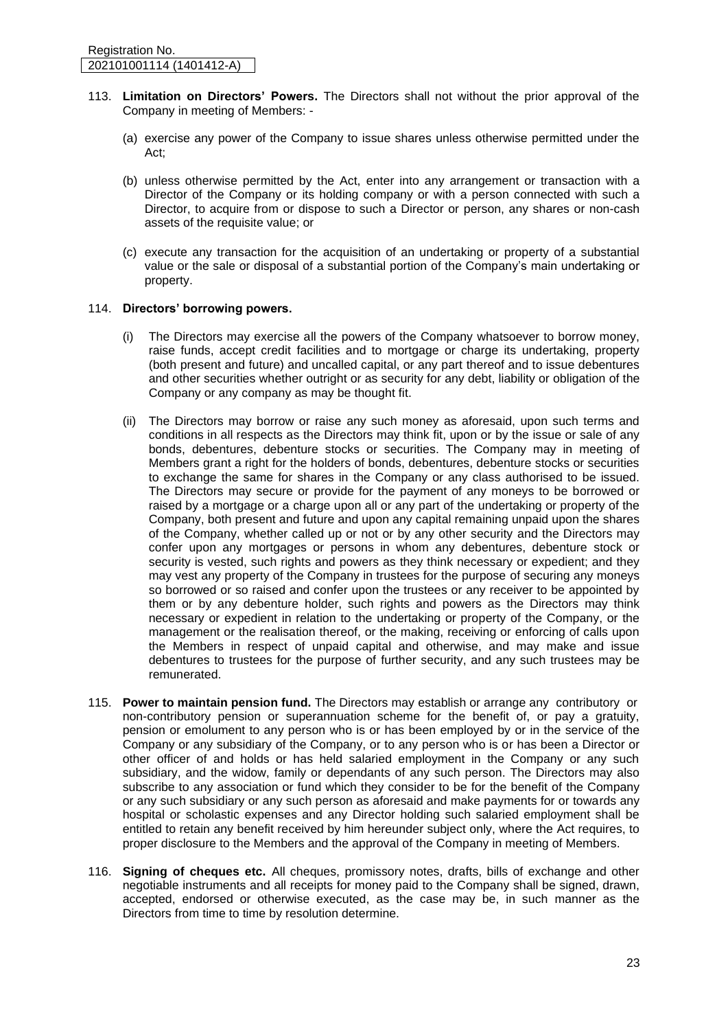Registration No. 202101001114 (1401412-A)

113. **Limitation on Directors' Powers.** The Directors shall not without the prior approval of the Company in meeting of Members: -

   (a) exercise any power of the Company to issue shares unless otherwise permitted under the Act;

   (b) unless otherwise permitted by the Act, enter into any arrangement or transaction with a Director of the Company or its holding company or with a person connected with such a Director, to acquire from or dispose to such a Director or person, any shares or non-cash assets of the requisite value; or

   (c) execute any transaction for the acquisition of an undertaking or property of a substantial value or the sale or disposal of a substantial portion of the Company's main undertaking or property.

114. **Directors' borrowing powers.**

   (i) The Directors may exercise all the powers of the Company whatsoever to borrow money, raise funds, accept credit facilities and to mortgage or charge its undertaking, property (both present and future) and uncalled capital, or any part thereof and to issue debentures and other securities whether outright or as security for any debt, liability or obligation of the Company or any company as may be thought fit.

   (ii) The Directors may borrow or raise any such money as aforesaid, upon such terms and conditions in all respects as the Directors may think fit, upon or by the issue or sale of any bonds, debentures, debenture stocks or securities. The Company may in meeting of Members grant a right for the holders of bonds, debentures, debenture stocks or securities to exchange the same for shares in the Company or any class authorised to be issued. The Directors may secure or provide for the payment of any moneys to be borrowed or raised by a mortgage or a charge upon all or any part of the undertaking or property of the Company, both present and future and upon any capital remaining unpaid upon the shares of the Company, whether called up or not or by any other security and the Directors may confer upon any mortgages or persons in whom any debentures, debenture stock or security is vested, such rights and powers as they think necessary or expedient; and they may vest any property of the Company in trustees for the purpose of securing any moneys so borrowed or so raised and confer upon the trustees or any receiver to be appointed by them or by any debenture holder, such rights and powers as the Directors may think necessary or expedient in relation to the undertaking or property of the Company, or the management or the realisation thereof, or the making, receiving or enforcing of calls upon the Members in respect of unpaid capital and otherwise, and may make and issue debentures to trustees for the purpose of further security, and any such trustees may be remunerated.

115. **Power to maintain pension fund.** The Directors may establish or arrange any contributory or non-contributory pension or superannuation scheme for the benefit of, or pay a gratuity, pension or emolument to any person who is or has been employed by or in the service of the Company or any subsidiary of the Company, or to any person who is or has been a Director or other officer of and holds or has held salaried employment in the Company or any such subsidiary, and the widow, family or dependants of any such person. The Directors may also subscribe to any association or fund which they consider to be for the benefit of the Company or any such subsidiary or any such person as aforesaid and make payments for or towards any hospital or scholastic expenses and any Director holding such salaried employment shall be entitled to retain any benefit received by him hereunder subject only, where the Act requires, to proper disclosure to the Members and the approval of the Company in meeting of Members.

116. **Signing of cheques etc.** All cheques, promissory notes, drafts, bills of exchange and other negotiable instruments and all receipts for money paid to the Company shall be signed, drawn, accepted, endorsed or otherwise executed, as the case may be, in such manner as the Directors from time to time by resolution determine.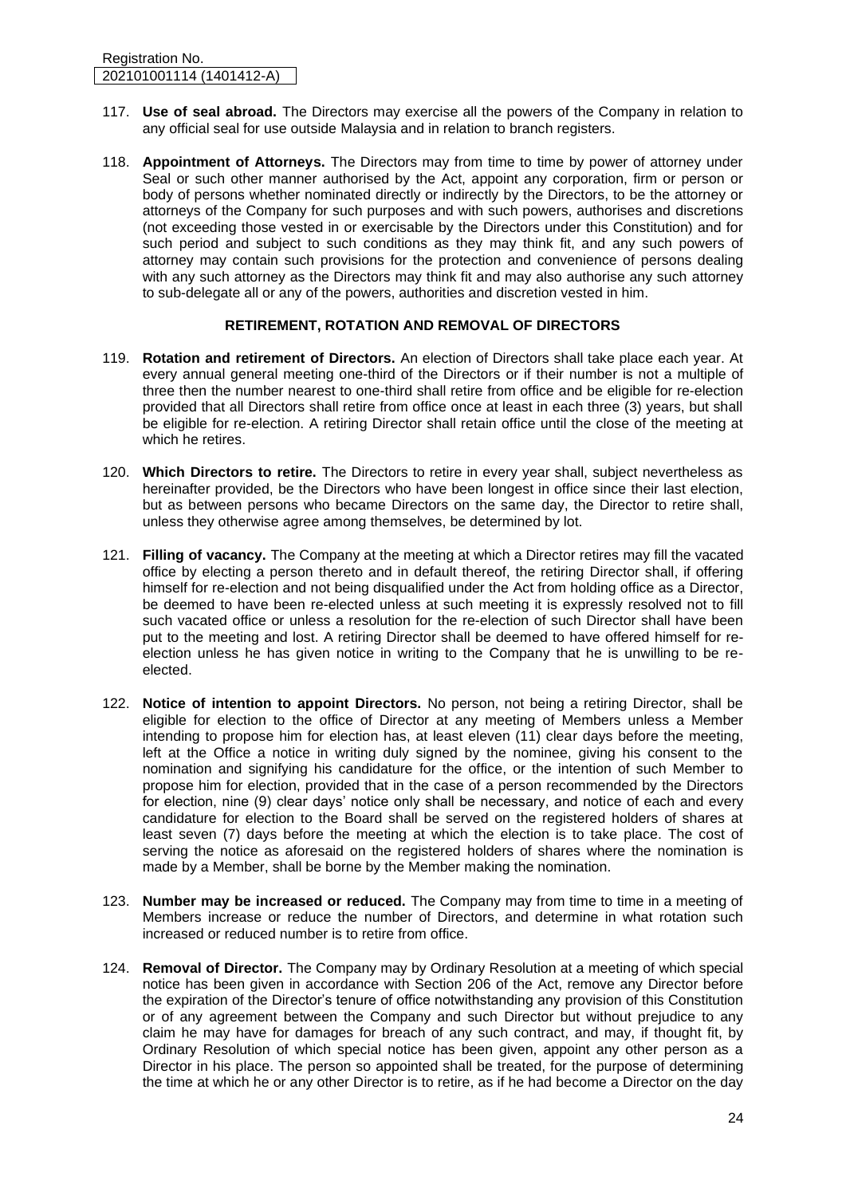117. **Use of seal abroad.** The Directors may exercise all the powers of the Company in relation to any official seal for use outside Malaysia and in relation to branch registers.

118. **Appointment of Attorneys.** The Directors may from time to time by power of attorney under Seal or such other manner authorised by the Act, appoint any corporation, firm or person or body of persons whether nominated directly or indirectly by the Directors, to be the attorney or attorneys of the Company for such purposes and with such powers, authorises and discretions (not exceeding those vested in or exercisable by the Directors under this Constitution) and for such period and subject to such conditions as they may think fit, and any such powers of attorney may contain such provisions for the protection and convenience of persons dealing with any such attorney as the Directors may think fit and may also authorise any such attorney to sub-delegate all or any of the powers, authorities and discretion vested in him.

**RETIREMENT, ROTATION AND REMOVAL OF DIRECTORS**

119. **Rotation and retirement of Directors.** An election of Directors shall take place each year. At every annual general meeting one-third of the Directors or if their number is not a multiple of three then the number nearest to one-third shall retire from office and be eligible for re-election provided that all Directors shall retire from office once at least in each three (3) years, but shall be eligible for re-election. A retiring Director shall retain office until the close of the meeting at which he retires.

120. **Which Directors to retire.** The Directors to retire in every year shall, subject nevertheless as hereinafter provided, be the Directors who have been longest in office since their last election, but as between persons who became Directors on the same day, the Director to retire shall, unless they otherwise agree among themselves, be determined by lot.

121. **Filling of vacancy.** The Company at the meeting at which a Director retires may fill the vacated office by electing a person thereto and in default thereof, the retiring Director shall, if offering himself for re-election and not being disqualified under the Act from holding office as a Director, be deemed to have been re-elected unless at such meeting it is expressly resolved not to fill such vacated office or unless a resolution for the re-election of such Director shall have been put to the meeting and lost. A retiring Director shall be deemed to have offered himself for re-election unless he has given notice in writing to the Company that he is unwilling to be re-elected.

122. **Notice of intention to appoint Directors.** No person, not being a retiring Director, shall be eligible for election to the office of Director at any meeting of Members unless a Member intending to propose him for election has, at least eleven (11) clear days before the meeting, left at the Office a notice in writing duly signed by the nominee, giving his consent to the nomination and signifying his candidature for the office, or the intention of such Member to propose him for election, provided that in the case of a person recommended by the Directors for election, nine (9) clear days' notice only shall be necessary, and notice of each and every candidature for election to the Board shall be served on the registered holders of shares at least seven (7) days before the meeting at which the election is to take place. The cost of serving the notice as aforesaid on the registered holders of shares where the nomination is made by a Member, shall be borne by the Member making the nomination.

123. **Number may be increased or reduced.** The Company may from time to time in a meeting of Members increase or reduce the number of Directors, and determine in what rotation such increased or reduced number is to retire from office.

124. **Removal of Director.** The Company may by Ordinary Resolution at a meeting of which special notice has been given in accordance with Section 206 of the Act, remove any Director before the expiration of the Director's tenure of office notwithstanding any provision of this Constitution or of any agreement between the Company and such Director but without prejudice to any claim he may have for damages for breach of any such contract, and may, if thought fit, by Ordinary Resolution of which special notice has been given, appoint any other person as a Director in his place. The person so appointed shall be treated, for the purpose of determining the time at which he or any other Director is to retire, as if he had become a Director on the day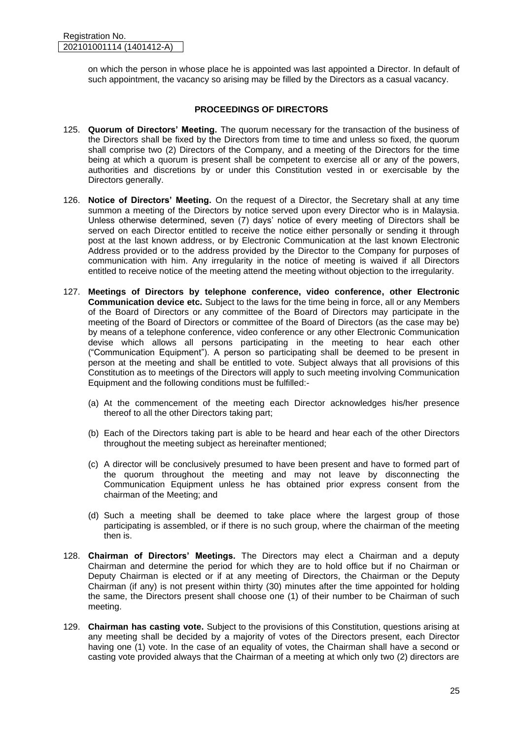on which the person in whose place he is appointed was last appointed a Director. In default of such appointment, the vacancy so arising may be filled by the Directors as a casual vacancy.

## PROCEEDINGS OF DIRECTORS

125. **Quorum of Directors' Meeting.** The quorum necessary for the transaction of the business of the Directors shall be fixed by the Directors from time to time and unless so fixed, the quorum shall comprise two (2) Directors of the Company, and a meeting of the Directors for the time being at which a quorum is present shall be competent to exercise all or any of the powers, authorities and discretions by or under this Constitution vested in or exercisable by the Directors generally.

126. **Notice of Directors' Meeting.** On the request of a Director, the Secretary shall at any time summon a meeting of the Directors by notice served upon every Director who is in Malaysia. Unless otherwise determined, seven (7) days' notice of every meeting of Directors shall be served on each Director entitled to receive the notice either personally or sending it through post at the last known address, or by Electronic Communication at the last known Electronic Address provided or to the address provided by the Director to the Company for purposes of communication with him. Any irregularity in the notice of meeting is waived if all Directors entitled to receive notice of the meeting attend the meeting without objection to the irregularity.

127. **Meetings of Directors by telephone conference, video conference, other Electronic Communication device etc.** Subject to the laws for the time being in force, all or any Members of the Board of Directors or any committee of the Board of Directors may participate in the meeting of the Board of Directors or committee of the Board of Directors (as the case may be) by means of a telephone conference, video conference or any other Electronic Communication devise which allows all persons participating in the meeting to hear each other ("Communication Equipment"). A person so participating shall be deemed to be present in person at the meeting and shall be entitled to vote. Subject always that all provisions of this Constitution as to meetings of the Directors will apply to such meeting involving Communication Equipment and the following conditions must be fulfilled:-

    (a) At the commencement of the meeting each Director acknowledges his/her presence thereof to all the other Directors taking part;

    (b) Each of the Directors taking part is able to be heard and hear each of the other Directors throughout the meeting subject as hereinafter mentioned;

    (c) A director will be conclusively presumed to have been present and have to formed part of the quorum throughout the meeting and may not leave by disconnecting the Communication Equipment unless he has obtained prior express consent from the chairman of the Meeting; and

    (d) Such a meeting shall be deemed to take place where the largest group of those participating is assembled, or if there is no such group, where the chairman of the meeting then is.

128. **Chairman of Directors' Meetings.** The Directors may elect a Chairman and a deputy Chairman and determine the period for which they are to hold office but if no Chairman or Deputy Chairman is elected or if at any meeting of Directors, the Chairman or the Deputy Chairman (if any) is not present within thirty (30) minutes after the time appointed for holding the same, the Directors present shall choose one (1) of their number to be Chairman of such meeting.

129. **Chairman has casting vote.** Subject to the provisions of this Constitution, questions arising at any meeting shall be decided by a majority of votes of the Directors present, each Director having one (1) vote. In the case of an equality of votes, the Chairman shall have a second or casting vote provided always that the Chairman of a meeting at which only two (2) directors are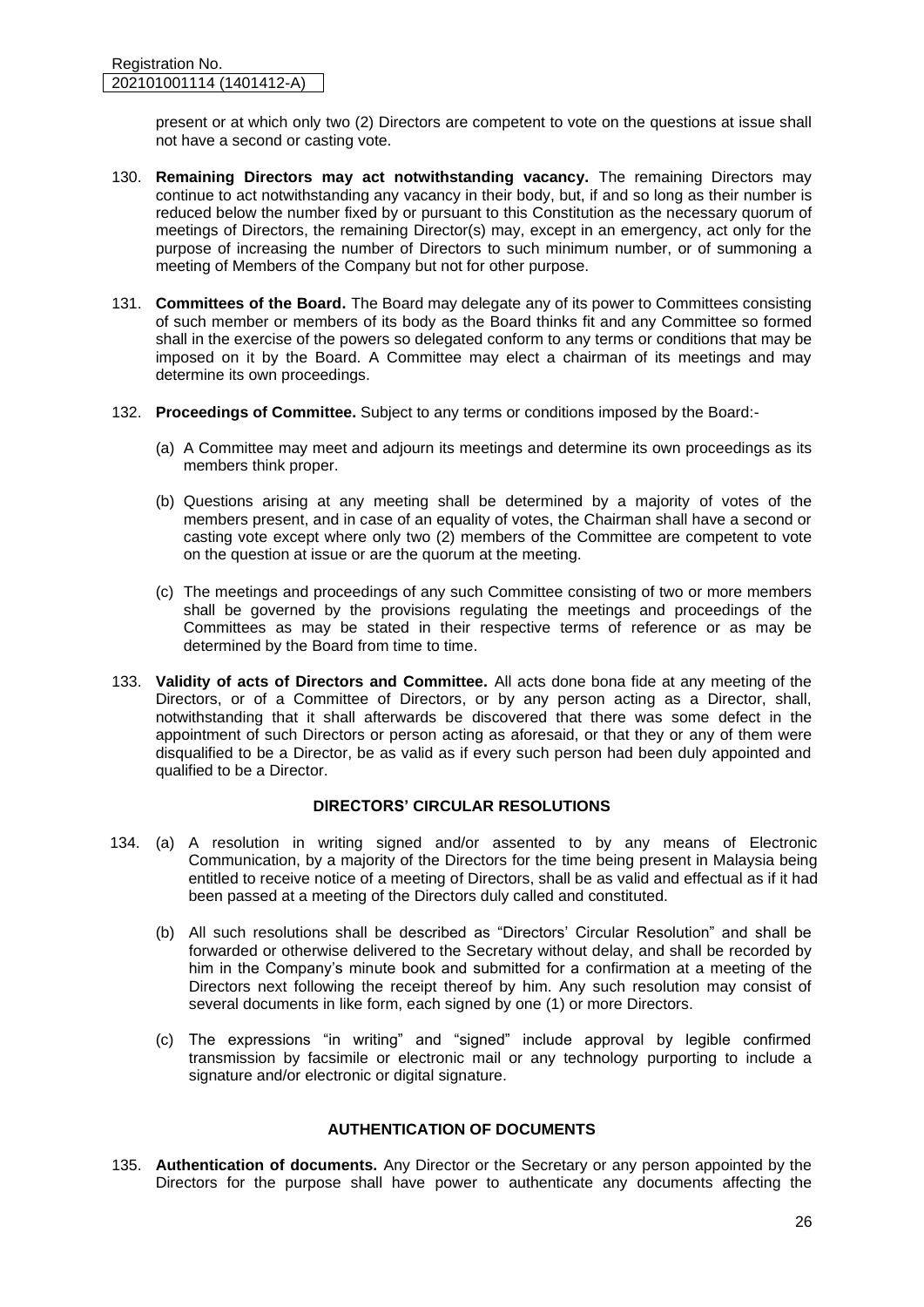present or at which only two (2) Directors are competent to vote on the questions at issue shall not have a second or casting vote.

130. **Remaining Directors may act notwithstanding vacancy.** The remaining Directors may continue to act notwithstanding any vacancy in their body, but, if and so long as their number is reduced below the number fixed by or pursuant to this Constitution as the necessary quorum of meetings of Directors, the remaining Director(s) may, except in an emergency, act only for the purpose of increasing the number of Directors to such minimum number, or of summoning a meeting of Members of the Company but not for other purpose.

131. **Committees of the Board.** The Board may delegate any of its power to Committees consisting of such member or members of its body as the Board thinks fit and any Committee so formed shall in the exercise of the powers so delegated conform to any terms or conditions that may be imposed on it by the Board. A Committee may elect a chairman of its meetings and may determine its own proceedings.

132. **Proceedings of Committee.** Subject to any terms or conditions imposed by the Board:-

    (a) A Committee may meet and adjourn its meetings and determine its own proceedings as its members think proper.

    (b) Questions arising at any meeting shall be determined by a majority of votes of the members present, and in case of an equality of votes, the Chairman shall have a second or casting vote except where only two (2) members of the Committee are competent to vote on the question at issue or are the quorum at the meeting.

    (c) The meetings and proceedings of any such Committee consisting of two or more members shall be governed by the provisions regulating the meetings and proceedings of the Committees as may be stated in their respective terms of reference or as may be determined by the Board from time to time.

133. **Validity of acts of Directors and Committee.** All acts done bona fide at any meeting of the Directors, or of a Committee of Directors, or by any person acting as a Director, shall, notwithstanding that it shall afterwards be discovered that there was some defect in the appointment of such Directors or person acting as aforesaid, or that they or any of them were disqualified to be a Director, be as valid as if every such person had been duly appointed and qualified to be a Director.

## DIRECTORS' CIRCULAR RESOLUTIONS

134. (a) A resolution in writing signed and/or assented to by any means of Electronic Communication, by a majority of the Directors for the time being present in Malaysia being entitled to receive notice of a meeting of Directors, shall be as valid and effectual as if it had been passed at a meeting of the Directors duly called and constituted.

    (b) All such resolutions shall be described as "Directors' Circular Resolution" and shall be forwarded or otherwise delivered to the Secretary without delay, and shall be recorded by him in the Company's minute book and submitted for a confirmation at a meeting of the Directors next following the receipt thereof by him. Any such resolution may consist of several documents in like form, each signed by one (1) or more Directors.

    (c) The expressions "in writing" and "signed" include approval by legible confirmed transmission by facsimile or electronic mail or any technology purporting to include a signature and/or electronic or digital signature.

## AUTHENTICATION OF DOCUMENTS

135. **Authentication of documents.** Any Director or the Secretary or any person appointed by the Directors for the purpose shall have power to authenticate any documents affecting the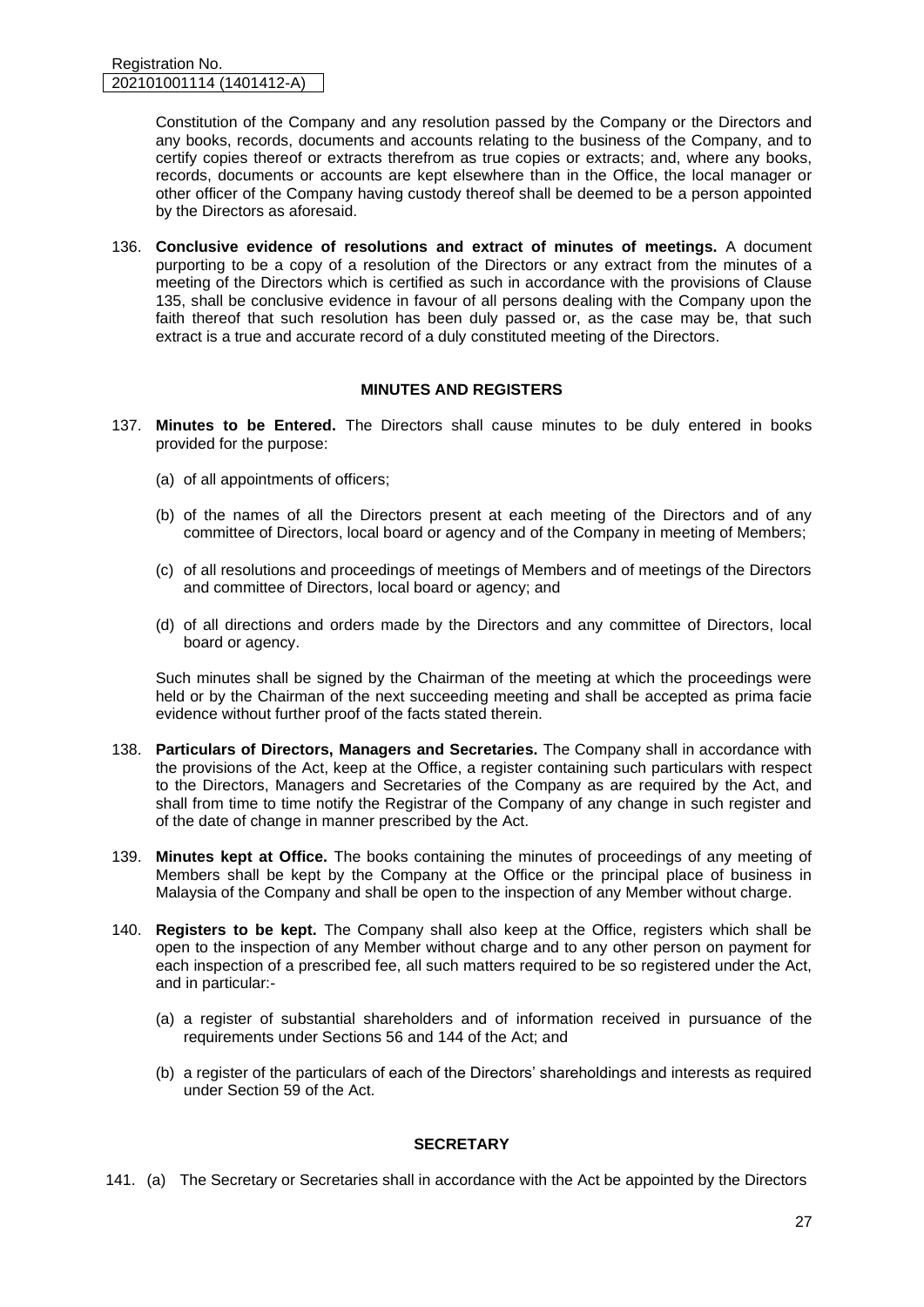Constitution of the Company and any resolution passed by the Company or the Directors and any books, records, documents and accounts relating to the business of the Company, and to certify copies thereof or extracts therefrom as true copies or extracts; and, where any books, records, documents or accounts are kept elsewhere than in the Office, the local manager or other officer of the Company having custody thereof shall be deemed to be a person appointed by the Directors as aforesaid.

136. **Conclusive evidence of resolutions and extract of minutes of meetings.** A document purporting to be a copy of a resolution of the Directors or any extract from the minutes of a meeting of the Directors which is certified as such in accordance with the provisions of Clause 135, shall be conclusive evidence in favour of all persons dealing with the Company upon the faith thereof that such resolution has been duly passed or, as the case may be, that such extract is a true and accurate record of a duly constituted meeting of the Directors.

## MINUTES AND REGISTERS

137. **Minutes to be Entered.** The Directors shall cause minutes to be duly entered in books provided for the purpose:

    (a) of all appointments of officers;

    (b) of the names of all the Directors present at each meeting of the Directors and of any committee of Directors, local board or agency and of the Company in meeting of Members;

    (c) of all resolutions and proceedings of meetings of Members and of meetings of the Directors and committee of Directors, local board or agency; and

    (d) of all directions and orders made by the Directors and any committee of Directors, local board or agency.

    Such minutes shall be signed by the Chairman of the meeting at which the proceedings were held or by the Chairman of the next succeeding meeting and shall be accepted as prima facie evidence without further proof of the facts stated therein.

138. **Particulars of Directors, Managers and Secretaries.** The Company shall in accordance with the provisions of the Act, keep at the Office, a register containing such particulars with respect to the Directors, Managers and Secretaries of the Company as are required by the Act, and shall from time to time notify the Registrar of the Company of any change in such register and of the date of change in manner prescribed by the Act.

139. **Minutes kept at Office.** The books containing the minutes of proceedings of any meeting of Members shall be kept by the Company at the Office or the principal place of business in Malaysia of the Company and shall be open to the inspection of any Member without charge.

140. **Registers to be kept.** The Company shall also keep at the Office, registers which shall be open to the inspection of any Member without charge and to any other person on payment for each inspection of a prescribed fee, all such matters required to be so registered under the Act, and in particular:-

    (a) a register of substantial shareholders and of information received in pursuance of the requirements under Sections 56 and 144 of the Act; and

    (b) a register of the particulars of each of the Directors' shareholdings and interests as required under Section 59 of the Act.

## SECRETARY

141. (a) The Secretary or Secretaries shall in accordance with the Act be appointed by the Directors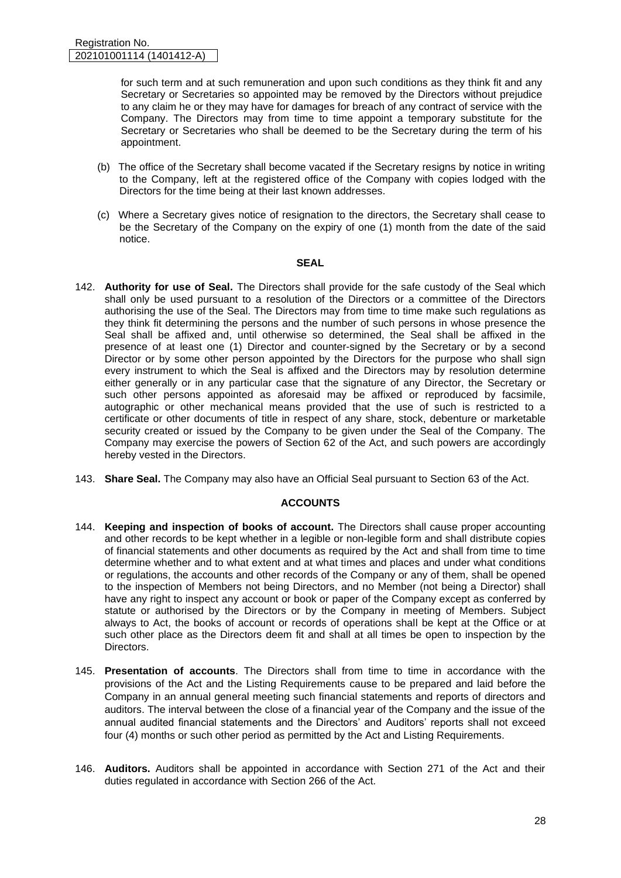for such term and at such remuneration and upon such conditions as they think fit and any Secretary or Secretaries so appointed may be removed by the Directors without prejudice to any claim he or they may have for damages for breach of any contract of service with the Company. The Directors may from time to time appoint a temporary substitute for the Secretary or Secretaries who shall be deemed to be the Secretary during the term of his appointment.

(b) The office of the Secretary shall become vacated if the Secretary resigns by notice in writing to the Company, left at the registered office of the Company with copies lodged with the Directors for the time being at their last known addresses.

(c) Where a Secretary gives notice of resignation to the directors, the Secretary shall cease to be the Secretary of the Company on the expiry of one (1) month from the date of the said notice.

## SEAL

142. **Authority for use of Seal.** The Directors shall provide for the safe custody of the Seal which shall only be used pursuant to a resolution of the Directors or a committee of the Directors authorising the use of the Seal. The Directors may from time to time make such regulations as they think fit determining the persons and the number of such persons in whose presence the Seal shall be affixed and, until otherwise so determined, the Seal shall be affixed in the presence of at least one (1) Director and counter-signed by the Secretary or by a second Director or by some other person appointed by the Directors for the purpose who shall sign every instrument to which the Seal is affixed and the Directors may by resolution determine either generally or in any particular case that the signature of any Director, the Secretary or such other persons appointed as aforesaid may be affixed or reproduced by facsimile, autographic or other mechanical means provided that the use of such is restricted to a certificate or other documents of title in respect of any share, stock, debenture or marketable security created or issued by the Company to be given under the Seal of the Company. The Company may exercise the powers of Section 62 of the Act, and such powers are accordingly hereby vested in the Directors.

143. **Share Seal.** The Company may also have an Official Seal pursuant to Section 63 of the Act.

## ACCOUNTS

144. **Keeping and inspection of books of account.** The Directors shall cause proper accounting and other records to be kept whether in a legible or non-legible form and shall distribute copies of financial statements and other documents as required by the Act and shall from time to time determine whether and to what extent and at what times and places and under what conditions or regulations, the accounts and other records of the Company or any of them, shall be opened to the inspection of Members not being Directors, and no Member (not being a Director) shall have any right to inspect any account or book or paper of the Company except as conferred by statute or authorised by the Directors or by the Company in meeting of Members. Subject always to Act, the books of account or records of operations shall be kept at the Office or at such other place as the Directors deem fit and shall at all times be open to inspection by the Directors.

145. **Presentation of accounts**. The Directors shall from time to time in accordance with the provisions of the Act and the Listing Requirements cause to be prepared and laid before the Company in an annual general meeting such financial statements and reports of directors and auditors. The interval between the close of a financial year of the Company and the issue of the annual audited financial statements and the Directors' and Auditors' reports shall not exceed four (4) months or such other period as permitted by the Act and Listing Requirements.

146. **Auditors.** Auditors shall be appointed in accordance with Section 271 of the Act and their duties regulated in accordance with Section 266 of the Act.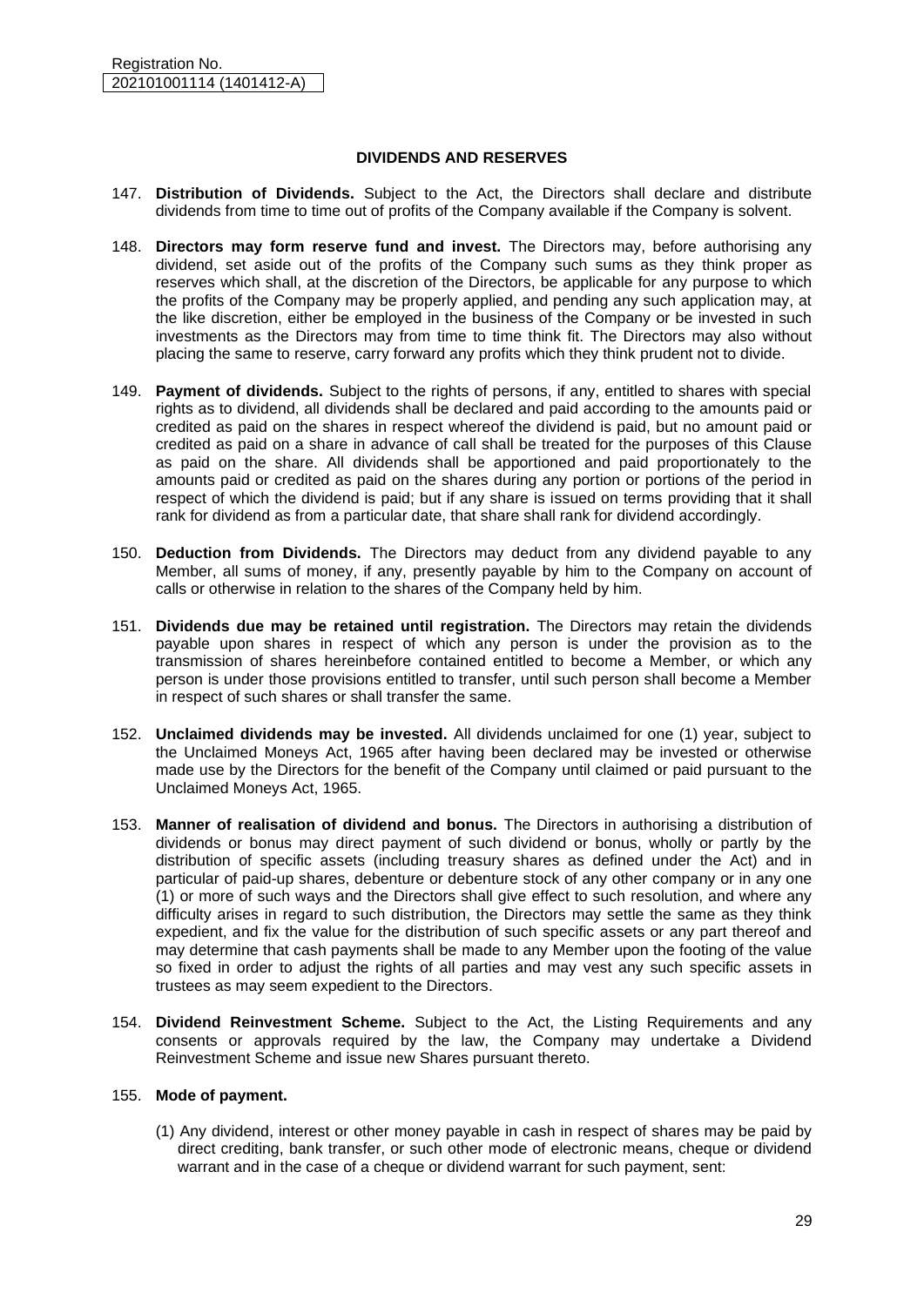Registration No.
202101001114 (1401412-A)

## DIVIDENDS AND RESERVES

147. **Distribution of Dividends.** Subject to the Act, the Directors shall declare and distribute dividends from time to time out of profits of the Company available if the Company is solvent.

148. **Directors may form reserve fund and invest.** The Directors may, before authorising any dividend, set aside out of the profits of the Company such sums as they think proper as reserves which shall, at the discretion of the Directors, be applicable for any purpose to which the profits of the Company may be properly applied, and pending any such application may, at the like discretion, either be employed in the business of the Company or be invested in such investments as the Directors may from time to time think fit. The Directors may also without placing the same to reserve, carry forward any profits which they think prudent not to divide.

149. **Payment of dividends.** Subject to the rights of persons, if any, entitled to shares with special rights as to dividend, all dividends shall be declared and paid according to the amounts paid or credited as paid on the shares in respect whereof the dividend is paid, but no amount paid or credited as paid on a share in advance of call shall be treated for the purposes of this Clause as paid on the share. All dividends shall be apportioned and paid proportionately to the amounts paid or credited as paid on the shares during any portion or portions of the period in respect of which the dividend is paid; but if any share is issued on terms providing that it shall rank for dividend as from a particular date, that share shall rank for dividend accordingly.

150. **Deduction from Dividends.** The Directors may deduct from any dividend payable to any Member, all sums of money, if any, presently payable by him to the Company on account of calls or otherwise in relation to the shares of the Company held by him.

151. **Dividends due may be retained until registration.** The Directors may retain the dividends payable upon shares in respect of which any person is under the provision as to the transmission of shares hereinbefore contained entitled to become a Member, or which any person is under those provisions entitled to transfer, until such person shall become a Member in respect of such shares or shall transfer the same.

152. **Unclaimed dividends may be invested.** All dividends unclaimed for one (1) year, subject to the Unclaimed Moneys Act, 1965 after having been declared may be invested or otherwise made use by the Directors for the benefit of the Company until claimed or paid pursuant to the Unclaimed Moneys Act, 1965.

153. **Manner of realisation of dividend and bonus.** The Directors in authorising a distribution of dividends or bonus may direct payment of such dividend or bonus, wholly or partly by the distribution of specific assets (including treasury shares as defined under the Act) and in particular of paid-up shares, debenture or debenture stock of any other company or in any one (1) or more of such ways and the Directors shall give effect to such resolution, and where any difficulty arises in regard to such distribution, the Directors may settle the same as they think expedient, and fix the value for the distribution of such specific assets or any part thereof and may determine that cash payments shall be made to any Member upon the footing of the value so fixed in order to adjust the rights of all parties and may vest any such specific assets in trustees as may seem expedient to the Directors.

154. **Dividend Reinvestment Scheme.** Subject to the Act, the Listing Requirements and any consents or approvals required by the law, the Company may undertake a Dividend Reinvestment Scheme and issue new Shares pursuant thereto.

155. **Mode of payment.**

    (1) Any dividend, interest or other money payable in cash in respect of shares may be paid by direct crediting, bank transfer, or such other mode of electronic means, cheque or dividend warrant and in the case of a cheque or dividend warrant for such payment, sent: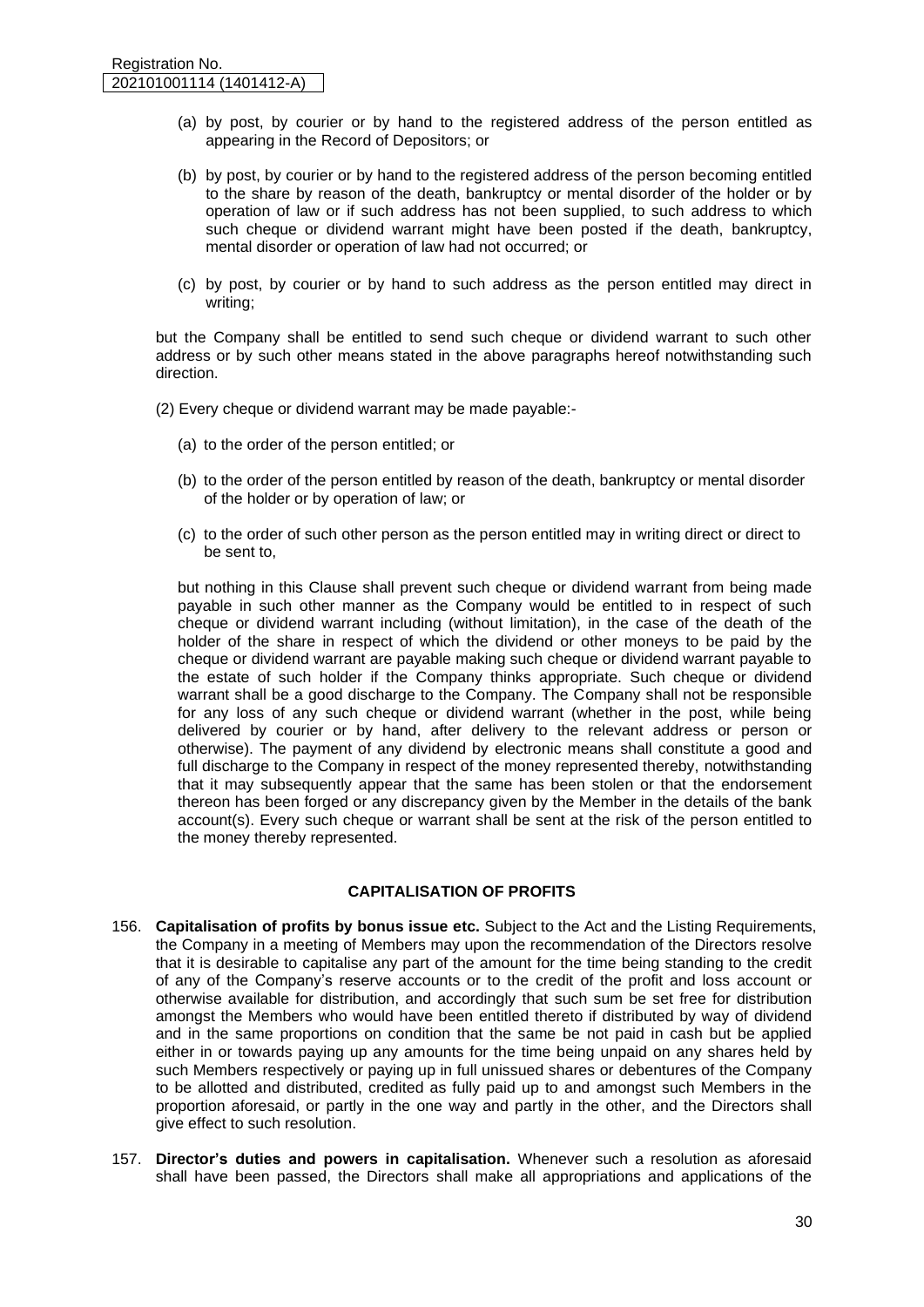(a) by post, by courier or by hand to the registered address of the person entitled as appearing in the Record of Depositors; or

(b) by post, by courier or by hand to the registered address of the person becoming entitled to the share by reason of the death, bankruptcy or mental disorder of the holder or by operation of law or if such address has not been supplied, to such address to which such cheque or dividend warrant might have been posted if the death, bankruptcy, mental disorder or operation of law had not occurred; or

(c) by post, by courier or by hand to such address as the person entitled may direct in writing;

but the Company shall be entitled to send such cheque or dividend warrant to such other address or by such other means stated in the above paragraphs hereof notwithstanding such direction.

(2) Every cheque or dividend warrant may be made payable:-

(a) to the order of the person entitled; or

(b) to the order of the person entitled by reason of the death, bankruptcy or mental disorder of the holder or by operation of law; or

(c) to the order of such other person as the person entitled may in writing direct or direct to be sent to,

but nothing in this Clause shall prevent such cheque or dividend warrant from being made payable in such other manner as the Company would be entitled to in respect of such cheque or dividend warrant including (without limitation), in the case of the death of the holder of the share in respect of which the dividend or other moneys to be paid by the cheque or dividend warrant are payable making such cheque or dividend warrant payable to the estate of such holder if the Company thinks appropriate. Such cheque or dividend warrant shall be a good discharge to the Company. The Company shall not be responsible for any loss of any such cheque or dividend warrant (whether in the post, while being delivered by courier or by hand, after delivery to the relevant address or person or otherwise). The payment of any dividend by electronic means shall constitute a good and full discharge to the Company in respect of the money represented thereby, notwithstanding that it may subsequently appear that the same has been stolen or that the endorsement thereon has been forged or any discrepancy given by the Member in the details of the bank account(s). Every such cheque or warrant shall be sent at the risk of the person entitled to the money thereby represented.

## CAPITALISATION OF PROFITS

156. **Capitalisation of profits by bonus issue etc.** Subject to the Act and the Listing Requirements, the Company in a meeting of Members may upon the recommendation of the Directors resolve that it is desirable to capitalise any part of the amount for the time being standing to the credit of any of the Company's reserve accounts or to the credit of the profit and loss account or otherwise available for distribution, and accordingly that such sum be set free for distribution amongst the Members who would have been entitled thereto if distributed by way of dividend and in the same proportions on condition that the same be not paid in cash but be applied either in or towards paying up any amounts for the time being unpaid on any shares held by such Members respectively or paying up in full unissued shares or debentures of the Company to be allotted and distributed, credited as fully paid up to and amongst such Members in the proportion aforesaid, or partly in the one way and partly in the other, and the Directors shall give effect to such resolution.

157. **Director's duties and powers in capitalisation.** Whenever such a resolution as aforesaid shall have been passed, the Directors shall make all appropriations and applications of the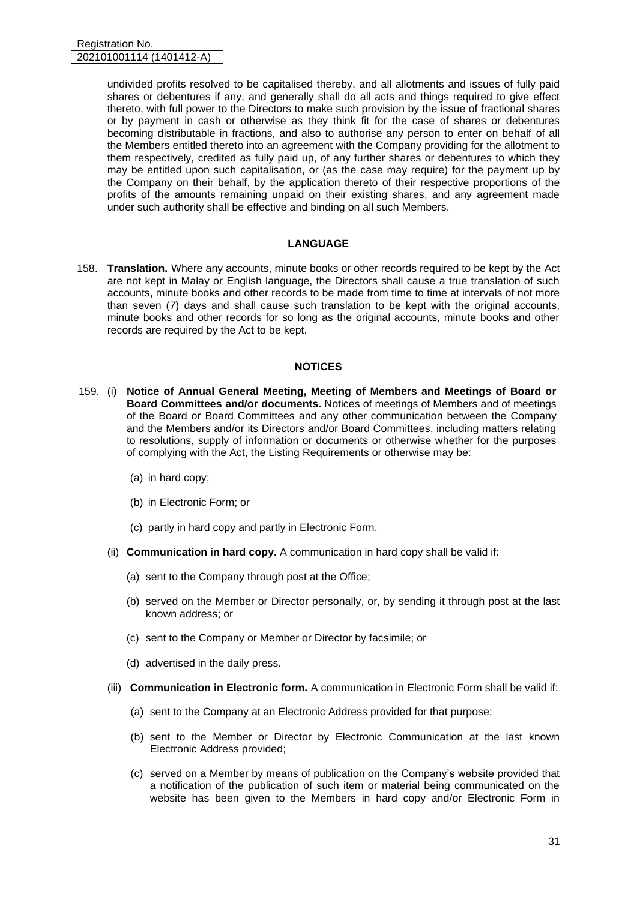undivided profits resolved to be capitalised thereby, and all allotments and issues of fully paid shares or debentures if any, and generally shall do all acts and things required to give effect thereto, with full power to the Directors to make such provision by the issue of fractional shares or by payment in cash or otherwise as they think fit for the case of shares or debentures becoming distributable in fractions, and also to authorise any person to enter on behalf of all the Members entitled thereto into an agreement with the Company providing for the allotment to them respectively, credited as fully paid up, of any further shares or debentures to which they may be entitled upon such capitalisation, or (as the case may require) for the payment up by the Company on their behalf, by the application thereto of their respective proportions of the profits of the amounts remaining unpaid on their existing shares, and any agreement made under such authority shall be effective and binding on all such Members.

## LANGUAGE

158. **Translation.** Where any accounts, minute books or other records required to be kept by the Act are not kept in Malay or English language, the Directors shall cause a true translation of such accounts, minute books and other records to be made from time to time at intervals of not more than seven (7) days and shall cause such translation to be kept with the original accounts, minute books and other records for so long as the original accounts, minute books and other records are required by the Act to be kept.

## NOTICES

159. (i) **Notice of Annual General Meeting, Meeting of Members and Meetings of Board or Board Committees and/or documents.** Notices of meetings of Members and of meetings of the Board or Board Committees and any other communication between the Company and the Members and/or its Directors and/or Board Committees, including matters relating to resolutions, supply of information or documents or otherwise whether for the purposes of complying with the Act, the Listing Requirements or otherwise may be:

   (a) in hard copy;

   (b) in Electronic Form; or

   (c) partly in hard copy and partly in Electronic Form.

   (ii) **Communication in hard copy.** A communication in hard copy shall be valid if:

   (a) sent to the Company through post at the Office;

   (b) served on the Member or Director personally, or, by sending it through post at the last known address; or

   (c) sent to the Company or Member or Director by facsimile; or

   (d) advertised in the daily press.

   (iii) **Communication in Electronic form.** A communication in Electronic Form shall be valid if:

   (a) sent to the Company at an Electronic Address provided for that purpose;

   (b) sent to the Member or Director by Electronic Communication at the last known Electronic Address provided;

   (c) served on a Member by means of publication on the Company's website provided that a notification of the publication of such item or material being communicated on the website has been given to the Members in hard copy and/or Electronic Form in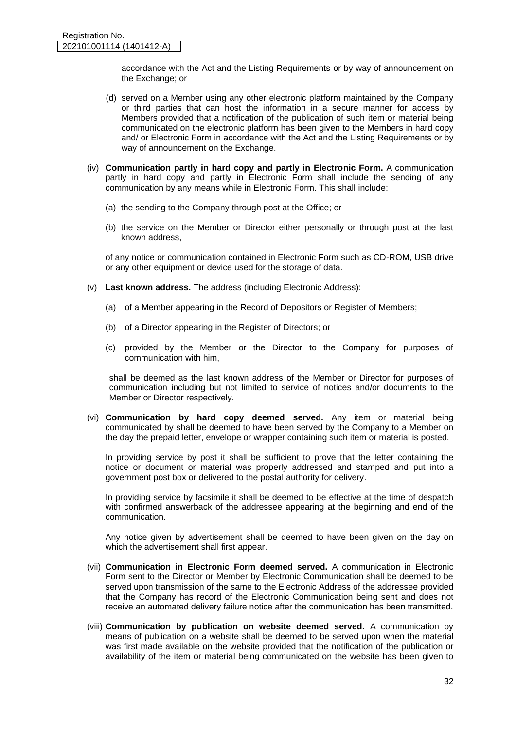accordance with the Act and the Listing Requirements or by way of announcement on the Exchange; or

(d) served on a Member using any other electronic platform maintained by the Company or third parties that can host the information in a secure manner for access by Members provided that a notification of the publication of such item or material being communicated on the electronic platform has been given to the Members in hard copy and/ or Electronic Form in accordance with the Act and the Listing Requirements or by way of announcement on the Exchange.

(iv) **Communication partly in hard copy and partly in Electronic Form.** A communication partly in hard copy and partly in Electronic Form shall include the sending of any communication by any means while in Electronic Form. This shall include:

(a) the sending to the Company through post at the Office; or

(b) the service on the Member or Director either personally or through post at the last known address,

of any notice or communication contained in Electronic Form such as CD-ROM, USB drive or any other equipment or device used for the storage of data.

(v) **Last known address.** The address (including Electronic Address):

(a) of a Member appearing in the Record of Depositors or Register of Members;

(b) of a Director appearing in the Register of Directors; or

(c) provided by the Member or the Director to the Company for purposes of communication with him,

shall be deemed as the last known address of the Member or Director for purposes of communication including but not limited to service of notices and/or documents to the Member or Director respectively.

(vi) **Communication by hard copy deemed served.** Any item or material being communicated by shall be deemed to have been served by the Company to a Member on the day the prepaid letter, envelope or wrapper containing such item or material is posted.

In providing service by post it shall be sufficient to prove that the letter containing the notice or document or material was properly addressed and stamped and put into a government post box or delivered to the postal authority for delivery.

In providing service by facsimile it shall be deemed to be effective at the time of despatch with confirmed answerback of the addressee appearing at the beginning and end of the communication.

Any notice given by advertisement shall be deemed to have been given on the day on which the advertisement shall first appear.

(vii) **Communication in Electronic Form deemed served.** A communication in Electronic Form sent to the Director or Member by Electronic Communication shall be deemed to be served upon transmission of the same to the Electronic Address of the addressee provided that the Company has record of the Electronic Communication being sent and does not receive an automated delivery failure notice after the communication has been transmitted.

(viii) **Communication by publication on website deemed served.** A communication by means of publication on a website shall be deemed to be served upon when the material was first made available on the website provided that the notification of the publication or availability of the item or material being communicated on the website has been given to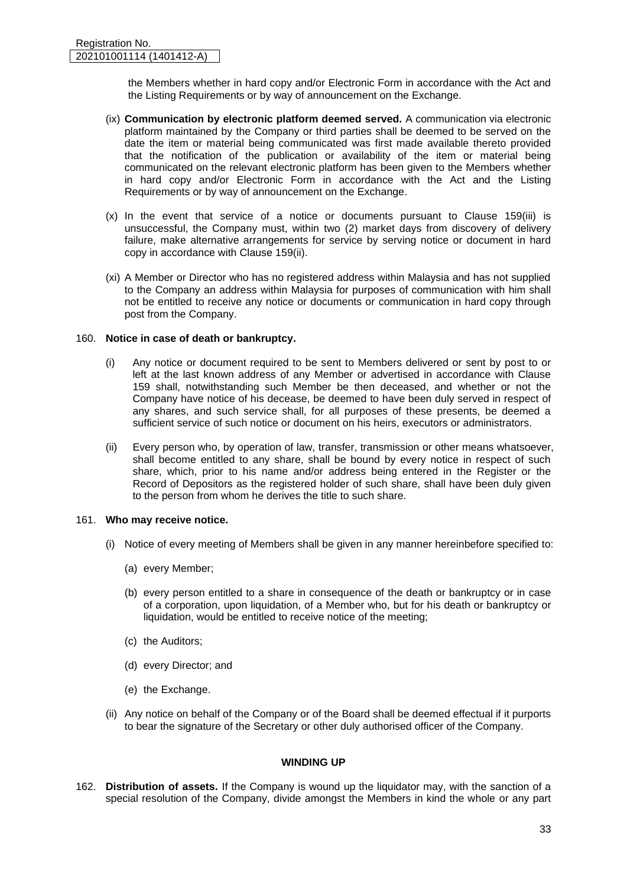the Members whether in hard copy and/or Electronic Form in accordance with the Act and the Listing Requirements or by way of announcement on the Exchange.

(ix) **Communication by electronic platform deemed served.** A communication via electronic platform maintained by the Company or third parties shall be deemed to be served on the date the item or material being communicated was first made available thereto provided that the notification of the publication or availability of the item or material being communicated on the relevant electronic platform has been given to the Members whether in hard copy and/or Electronic Form in accordance with the Act and the Listing Requirements or by way of announcement on the Exchange.

(x) In the event that service of a notice or documents pursuant to Clause 159(iii) is unsuccessful, the Company must, within two (2) market days from discovery of delivery failure, make alternative arrangements for service by serving notice or document in hard copy in accordance with Clause 159(ii).

(xi) A Member or Director who has no registered address within Malaysia and has not supplied to the Company an address within Malaysia for purposes of communication with him shall not be entitled to receive any notice or documents or communication in hard copy through post from the Company.

160. **Notice in case of death or bankruptcy.**

(i) Any notice or document required to be sent to Members delivered or sent by post to or left at the last known address of any Member or advertised in accordance with Clause 159 shall, notwithstanding such Member be then deceased, and whether or not the Company have notice of his decease, be deemed to have been duly served in respect of any shares, and such service shall, for all purposes of these presents, be deemed a sufficient service of such notice or document on his heirs, executors or administrators.

(ii) Every person who, by operation of law, transfer, transmission or other means whatsoever, shall become entitled to any share, shall be bound by every notice in respect of such share, which, prior to his name and/or address being entered in the Register or the Record of Depositors as the registered holder of such share, shall have been duly given to the person from whom he derives the title to such share.

161. **Who may receive notice.**

(i) Notice of every meeting of Members shall be given in any manner hereinbefore specified to:

(a) every Member;

(b) every person entitled to a share in consequence of the death or bankruptcy or in case of a corporation, upon liquidation, of a Member who, but for his death or bankruptcy or liquidation, would be entitled to receive notice of the meeting;

(c) the Auditors;

(d) every Director; and

(e) the Exchange.

(ii) Any notice on behalf of the Company or of the Board shall be deemed effectual if it purports to bear the signature of the Secretary or other duly authorised officer of the Company.

**WINDING UP**

162. **Distribution of assets.** If the Company is wound up the liquidator may, with the sanction of a special resolution of the Company, divide amongst the Members in kind the whole or any part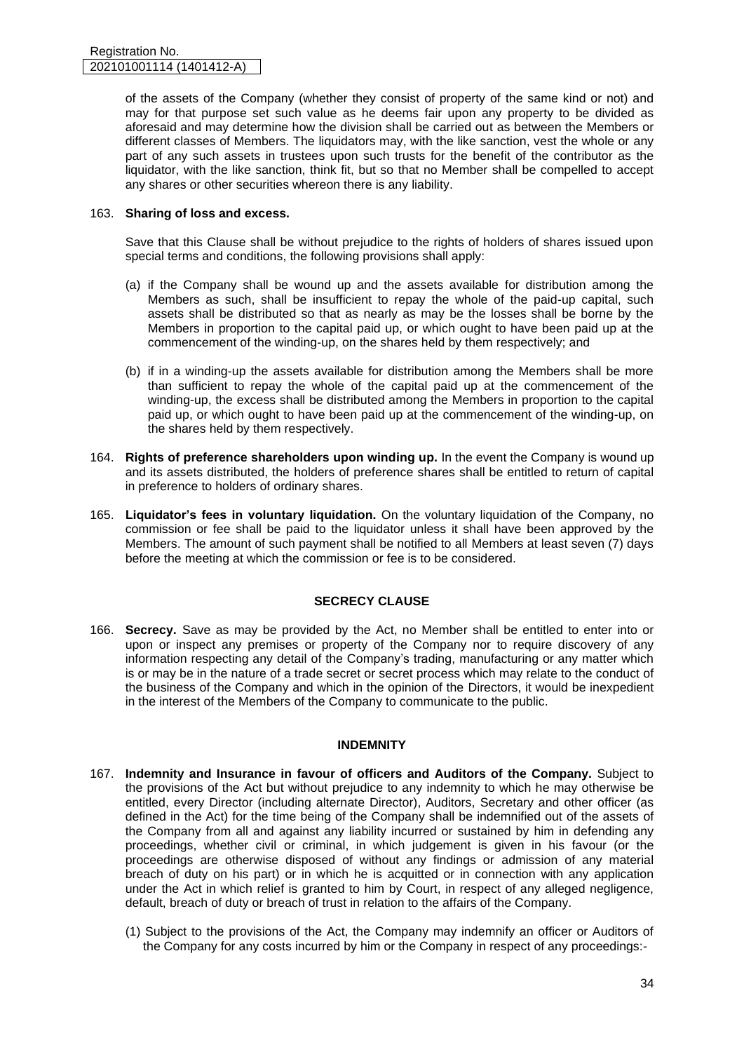of the assets of the Company (whether they consist of property of the same kind or not) and may for that purpose set such value as he deems fair upon any property to be divided as aforesaid and may determine how the division shall be carried out as between the Members or different classes of Members. The liquidators may, with the like sanction, vest the whole or any part of any such assets in trustees upon such trusts for the benefit of the contributor as the liquidator, with the like sanction, think fit, but so that no Member shall be compelled to accept any shares or other securities whereon there is any liability.

163. **Sharing of loss and excess.**

Save that this Clause shall be without prejudice to the rights of holders of shares issued upon special terms and conditions, the following provisions shall apply:

(a) if the Company shall be wound up and the assets available for distribution among the Members as such, shall be insufficient to repay the whole of the paid-up capital, such assets shall be distributed so that as nearly as may be the losses shall be borne by the Members in proportion to the capital paid up, or which ought to have been paid up at the commencement of the winding-up, on the shares held by them respectively; and

(b) if in a winding-up the assets available for distribution among the Members shall be more than sufficient to repay the whole of the capital paid up at the commencement of the winding-up, the excess shall be distributed among the Members in proportion to the capital paid up, or which ought to have been paid up at the commencement of the winding-up, on the shares held by them respectively.

164. **Rights of preference shareholders upon winding up.** In the event the Company is wound up and its assets distributed, the holders of preference shares shall be entitled to return of capital in preference to holders of ordinary shares.

165. **Liquidator's fees in voluntary liquidation.** On the voluntary liquidation of the Company, no commission or fee shall be paid to the liquidator unless it shall have been approved by the Members. The amount of such payment shall be notified to all Members at least seven (7) days before the meeting at which the commission or fee is to be considered.

## SECRECY CLAUSE

166. **Secrecy.** Save as may be provided by the Act, no Member shall be entitled to enter into or upon or inspect any premises or property of the Company nor to require discovery of any information respecting any detail of the Company's trading, manufacturing or any matter which is or may be in the nature of a trade secret or secret process which may relate to the conduct of the business of the Company and which in the opinion of the Directors, it would be inexpedient in the interest of the Members of the Company to communicate to the public.

## INDEMNITY

167. **Indemnity and Insurance in favour of officers and Auditors of the Company.** Subject to the provisions of the Act but without prejudice to any indemnity to which he may otherwise be entitled, every Director (including alternate Director), Auditors, Secretary and other officer (as defined in the Act) for the time being of the Company shall be indemnified out of the assets of the Company from all and against any liability incurred or sustained by him in defending any proceedings, whether civil or criminal, in which judgement is given in his favour (or the proceedings are otherwise disposed of without any findings or admission of any material breach of duty on his part) or in which he is acquitted or in connection with any application under the Act in which relief is granted to him by Court, in respect of any alleged negligence, default, breach of duty or breach of trust in relation to the affairs of the Company.

(1) Subject to the provisions of the Act, the Company may indemnify an officer or Auditors of the Company for any costs incurred by him or the Company in respect of any proceedings:-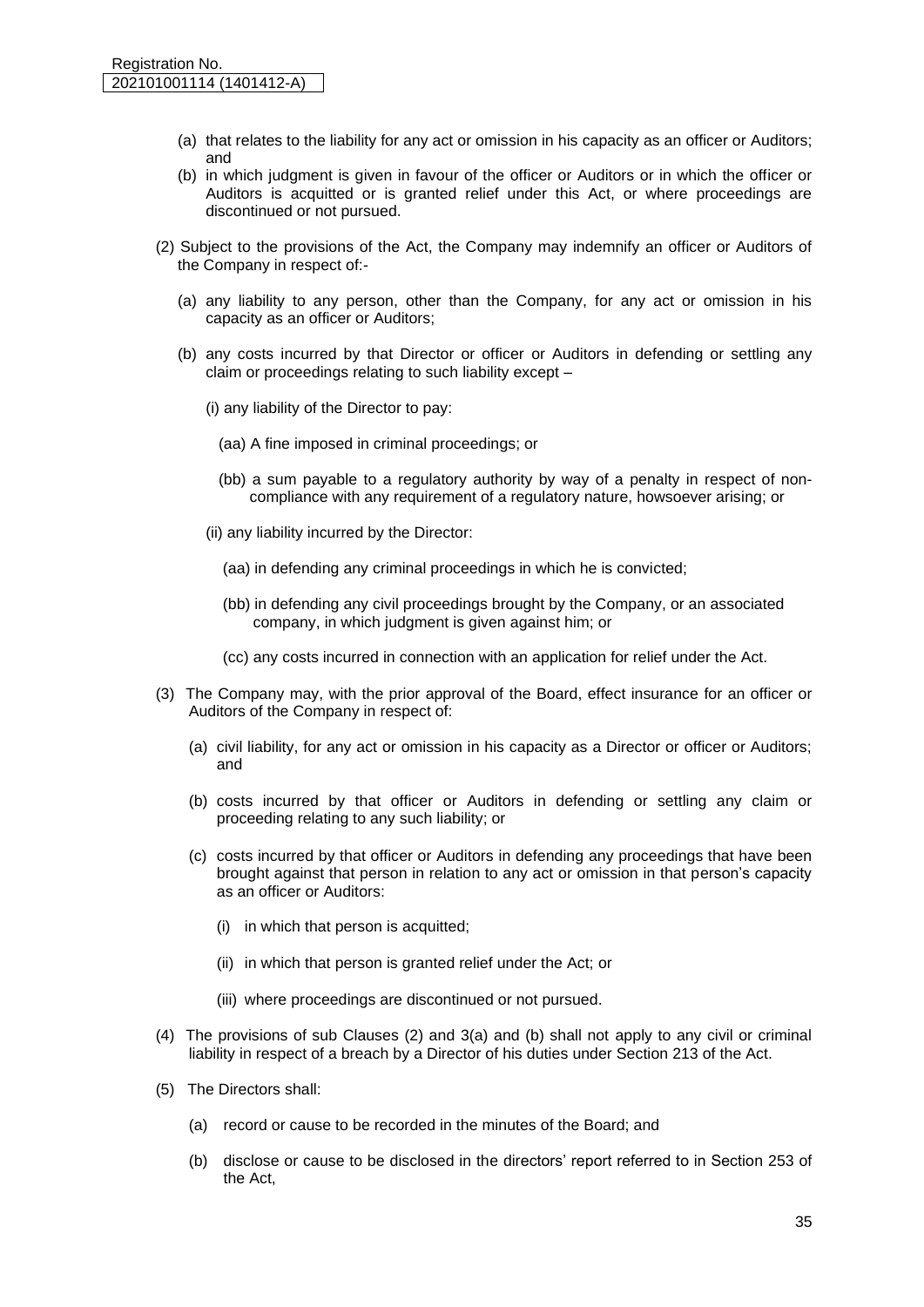Registration No.
202101001114 (1401412-A)

(a) that relates to the liability for any act or omission in his capacity as an officer or Auditors; and

(b) in which judgment is given in favour of the officer or Auditors or in which the officer or Auditors is acquitted or is granted relief under this Act, or where proceedings are discontinued or not pursued.

(2) Subject to the provisions of the Act, the Company may indemnify an officer or Auditors of the Company in respect of:-

(a) any liability to any person, other than the Company, for any act or omission in his capacity as an officer or Auditors;

(b) any costs incurred by that Director or officer or Auditors in defending or settling any claim or proceedings relating to such liability except –

(i) any liability of the Director to pay:

(aa) A fine imposed in criminal proceedings; or

(bb) a sum payable to a regulatory authority by way of a penalty in respect of non-compliance with any requirement of a regulatory nature, howsoever arising; or

(ii) any liability incurred by the Director:

(aa) in defending any criminal proceedings in which he is convicted;

(bb) in defending any civil proceedings brought by the Company, or an associated company, in which judgment is given against him; or

(cc) any costs incurred in connection with an application for relief under the Act.

(3) The Company may, with the prior approval of the Board, effect insurance for an officer or Auditors of the Company in respect of:

(a) civil liability, for any act or omission in his capacity as a Director or officer or Auditors; and

(b) costs incurred by that officer or Auditors in defending or settling any claim or proceeding relating to any such liability; or

(c) costs incurred by that officer or Auditors in defending any proceedings that have been brought against that person in relation to any act or omission in that person's capacity as an officer or Auditors:

(i) in which that person is acquitted;

(ii) in which that person is granted relief under the Act; or

(iii) where proceedings are discontinued or not pursued.

(4) The provisions of sub Clauses (2) and 3(a) and (b) shall not apply to any civil or criminal liability in respect of a breach by a Director of his duties under Section 213 of the Act.

(5) The Directors shall:

(a) record or cause to be recorded in the minutes of the Board; and

(b) disclose or cause to be disclosed in the directors' report referred to in Section 253 of the Act,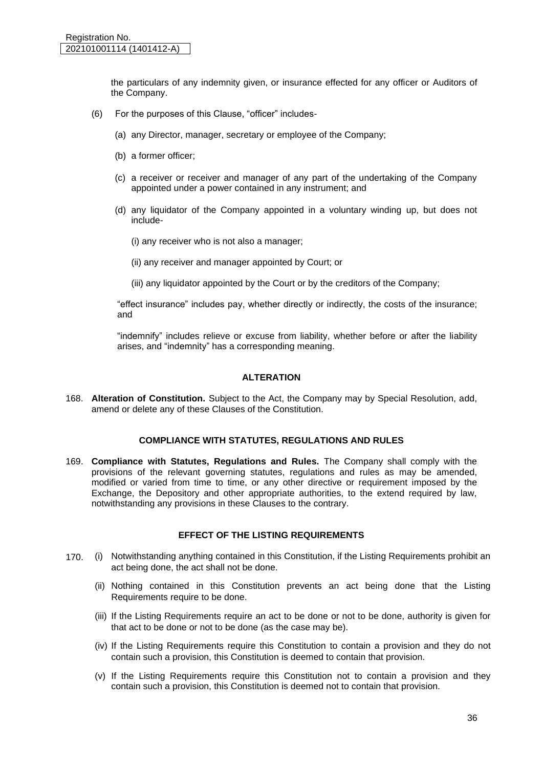Registration No.
202101001114 (1401412-A)

the particulars of any indemnity given, or insurance effected for any officer or Auditors of the Company.

(6) For the purposes of this Clause, "officer" includes-

(a) any Director, manager, secretary or employee of the Company;

(b) a former officer;

(c) a receiver or receiver and manager of any part of the undertaking of the Company appointed under a power contained in any instrument; and

(d) any liquidator of the Company appointed in a voluntary winding up, but does not include-

(i) any receiver who is not also a manager;

(ii) any receiver and manager appointed by Court; or

(iii) any liquidator appointed by the Court or by the creditors of the Company;

"effect insurance" includes pay, whether directly or indirectly, the costs of the insurance; and

"indemnify" includes relieve or excuse from liability, whether before or after the liability arises, and "indemnity" has a corresponding meaning.

**ALTERATION**

168. **Alteration of Constitution.** Subject to the Act, the Company may by Special Resolution, add, amend or delete any of these Clauses of the Constitution.

**COMPLIANCE WITH STATUTES, REGULATIONS AND RULES**

169. **Compliance with Statutes, Regulations and Rules.** The Company shall comply with the provisions of the relevant governing statutes, regulations and rules as may be amended, modified or varied from time to time, or any other directive or requirement imposed by the Exchange, the Depository and other appropriate authorities, to the extend required by law, notwithstanding any provisions in these Clauses to the contrary.

**EFFECT OF THE LISTING REQUIREMENTS**

170. (i) Notwithstanding anything contained in this Constitution, if the Listing Requirements prohibit an act being done, the act shall not be done.

(ii) Nothing contained in this Constitution prevents an act being done that the Listing Requirements require to be done.

(iii) If the Listing Requirements require an act to be done or not to be done, authority is given for that act to be done or not to be done (as the case may be).

(iv) If the Listing Requirements require this Constitution to contain a provision and they do not contain such a provision, this Constitution is deemed to contain that provision.

(v) If the Listing Requirements require this Constitution not to contain a provision and they contain such a provision, this Constitution is deemed not to contain that provision.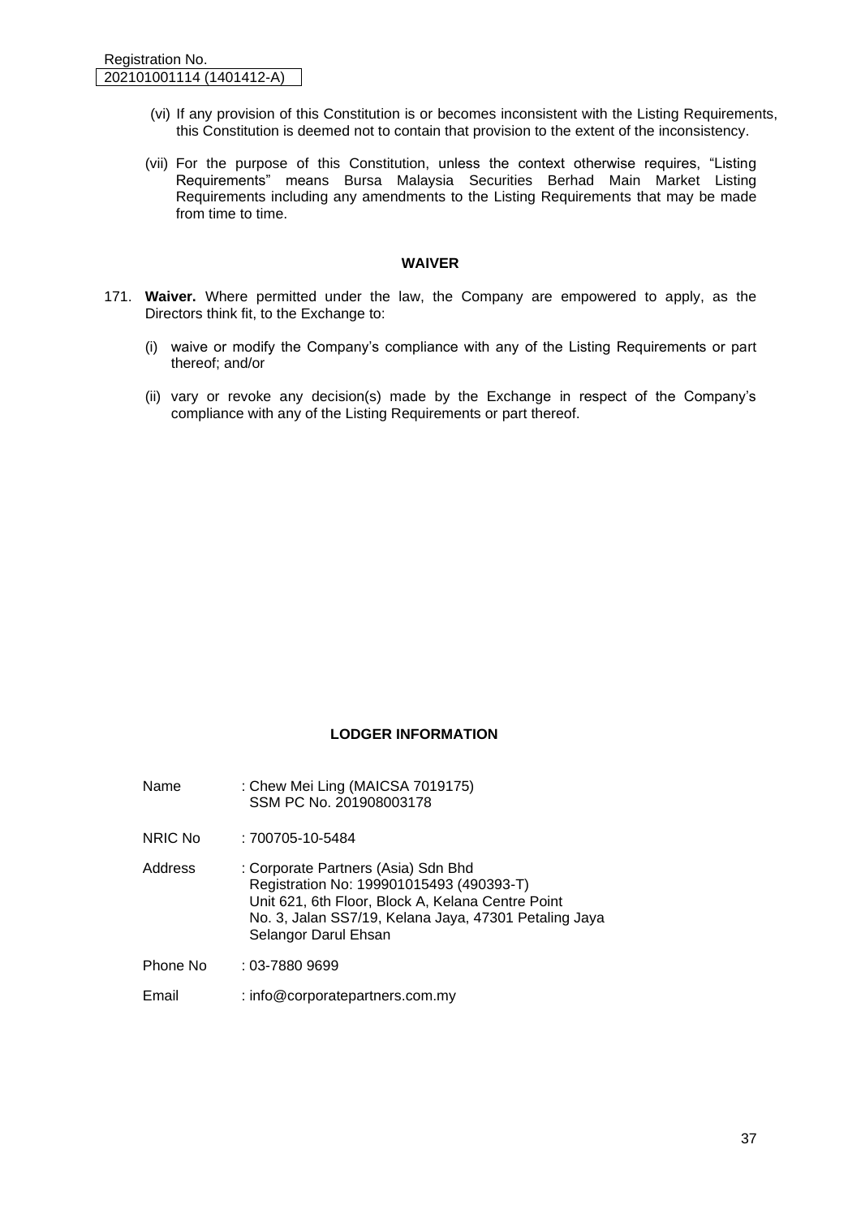Registration No.
202101001114 (1401412-A)

(vi) If any provision of this Constitution is or becomes inconsistent with the Listing Requirements, this Constitution is deemed not to contain that provision to the extent of the inconsistency.

(vii) For the purpose of this Constitution, unless the context otherwise requires, "Listing Requirements" means Bursa Malaysia Securities Berhad Main Market Listing Requirements including any amendments to the Listing Requirements that may be made from time to time.

### WAIVER

171. **Waiver.** Where permitted under the law, the Company are empowered to apply, as the Directors think fit, to the Exchange to:

(i) waive or modify the Company's compliance with any of the Listing Requirements or part thereof; and/or

(ii) vary or revoke any decision(s) made by the Exchange in respect of the Company's compliance with any of the Listing Requirements or part thereof.

### LODGER INFORMATION

| | |
|---|---|
| Name | : Chew Mei Ling (MAICSA 7019175)<br>SSM PC No. 201908003178 |
| NRIC No | : 700705-10-5484 |
| Address | : Corporate Partners (Asia) Sdn Bhd<br>Registration No: 199901015493 (490393-T)<br>Unit 621, 6th Floor, Block A, Kelana Centre Point<br>No. 3, Jalan SS7/19, Kelana Jaya, 47301 Petaling Jaya<br>Selangor Darul Ehsan |
| Phone No | : 03-7880 9699 |
| Email | : info@corporatepartners.com.my |